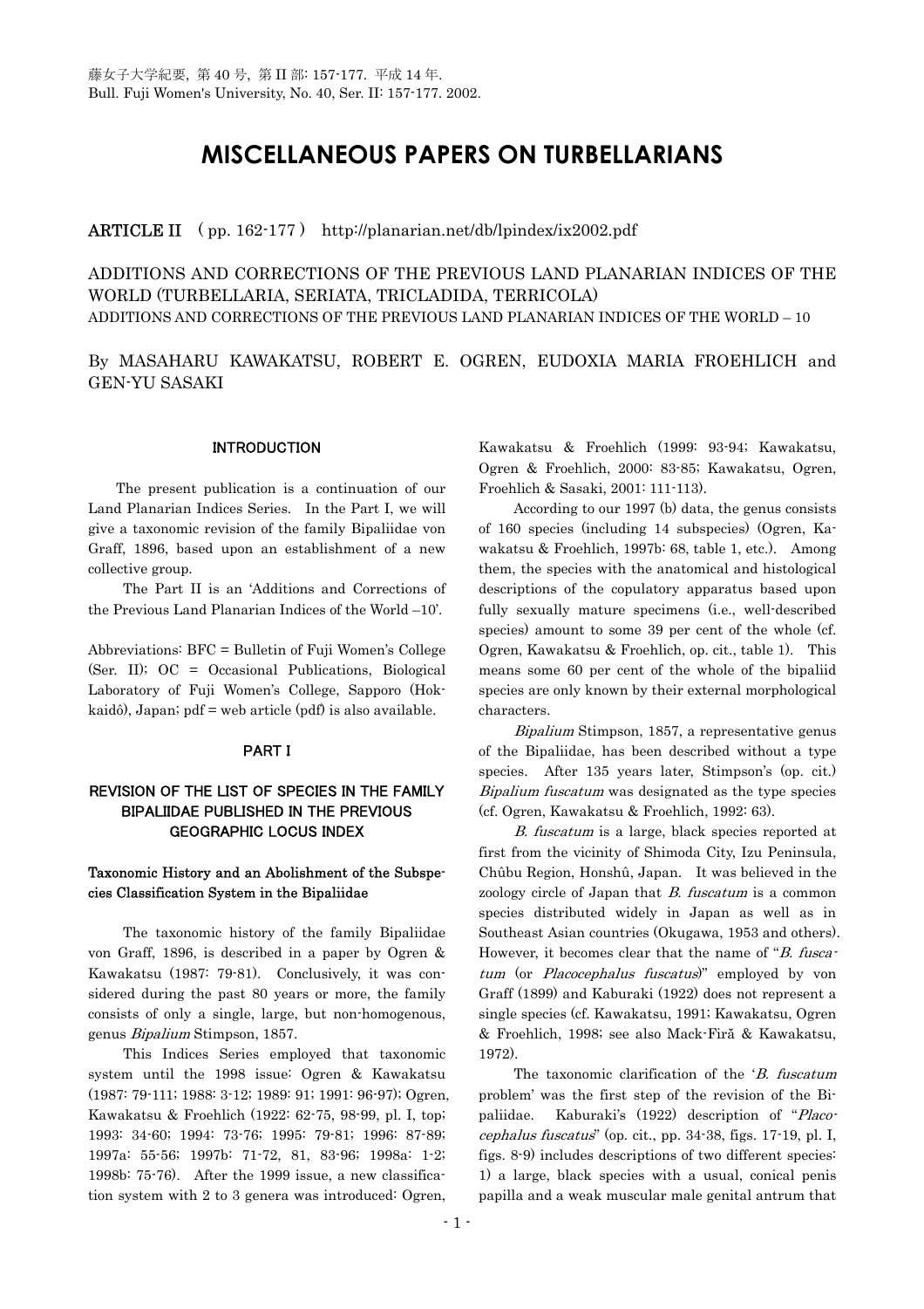藤女子大学紀要, 第 40 号, 第 II 部: 157-177. 平成 14 年.
Bull. Fuji Women's University, No. 40, Ser. II: 157-177. 2002.

# MISCELLANEOUS PAPERS ON TURBELLARIANS

**ARTICLE II** ( pp. 162-177 ) http://planarian.net/db/lpindex/ix2002.pdf

ADDITIONS AND CORRECTIONS OF THE PREVIOUS LAND PLANARIAN INDICES OF THE WORLD (TURBELLARIA, SERIATA, TRICLADIDA, TERRICOLA)
ADDITIONS AND CORRECTIONS OF THE PREVIOUS LAND PLANARIAN INDICES OF THE WORLD – 10

By MASAHARU KAWAKATSU, ROBERT E. OGREN, EUDOXIA MARIA FROEHLICH and GEN-YU SASAKI

## INTRODUCTION

The present publication is a continuation of our Land Planarian Indices Series. In the Part I, we will give a taxonomic revision of the family Bipaliidae von Graff, 1896, based upon an establishment of a new collective group.

The Part II is an 'Additions and Corrections of the Previous Land Planarian Indices of the World –10'.

Abbreviations: BFC = Bulletin of Fuji Women's College (Ser. II); OC = Occasional Publications, Biological Laboratory of Fuji Women's College, Sapporo (Hokkaidô), Japan; pdf = web article (pdf) is also available.

## PART I

### REVISION OF THE LIST OF SPECIES IN THE FAMILY BIPALIIDAE PUBLISHED IN THE PREVIOUS GEOGRAPHIC LOCUS INDEX

#### Taxonomic History and an Abolishment of the Subspecies Classification System in the Bipaliidae

The taxonomic history of the family Bipaliidae von Graff, 1896, is described in a paper by Ogren & Kawakatsu (1987: 79-81). Conclusively, it was considered during the past 80 years or more, the family consists of only a single, large, but non-homogenous, genus *Bipalium* Stimpson, 1857.

This Indices Series employed that taxonomic system until the 1998 issue: Ogren & Kawakatsu (1987: 79-111; 1988: 3-12; 1989: 91; 1991: 96-97); Ogren, Kawakatsu & Froehlich (1922: 62-75, 98-99, pl. I, top; 1993: 34-60; 1994: 73-76; 1995: 79-81; 1996: 87-89; 1997a: 55-56; 1997b: 71-72, 81, 83-96; 1998a: 1-2; 1998b: 75-76). After the 1999 issue, a new classification system with 2 to 3 genera was introduced: Ogren, Kawakatsu & Froehlich (1999: 93-94; Kawakatsu, Ogren & Froehlich, 2000: 83-85; Kawakatsu, Ogren, Froehlich & Sasaki, 2001: 111-113).

According to our 1997 (b) data, the genus consists of 160 species (including 14 subspecies) (Ogren, Kawakatsu & Froehlich, 1997b: 68, table 1, etc.). Among them, the species with the anatomical and histological descriptions of the copulatory apparatus based upon fully sexually mature specimens (i.e., well-described species) amount to some 39 per cent of the whole (cf. Ogren, Kawakatsu & Froehlich, op. cit., table 1). This means some 60 per cent of the whole of the bipaliid species are only known by their external morphological characters.

*Bipalium* Stimpson, 1857, a representative genus of the Bipaliidae, has been described without a type species. After 135 years later, Stimpson's (op. cit.) *Bipalium fuscatum* was designated as the type species (cf. Ogren, Kawakatsu & Froehlich, 1992: 63).

*B. fuscatum* is a large, black species reported at first from the vicinity of Shimoda City, Izu Peninsula, Chûbu Region, Honshû, Japan. It was believed in the zoology circle of Japan that *B. fuscatum* is a common species distributed widely in Japan as well as in Southeast Asian countries (Okugawa, 1953 and others). However, it becomes clear that the name of "*B. fuscatum* (or *Placocephalus fuscatus*)" employed by von Graff (1899) and Kaburaki (1922) does not represent a single species (cf. Kawakatsu, 1991; Kawakatsu, Ogren & Froehlich, 1998; see also Mack-Firă & Kawakatsu, 1972).

The taxonomic clarification of the '*B. fuscatum* problem' was the first step of the revision of the Bipaliidae. Kaburaki's (1922) description of "*Placocephalus fuscatus*" (op. cit., pp. 34-38, figs. 17-19, pl. I, figs. 8-9) includes descriptions of two different species: 1) a large, black species with a usual, conical penis papilla and a weak muscular male genital antrum that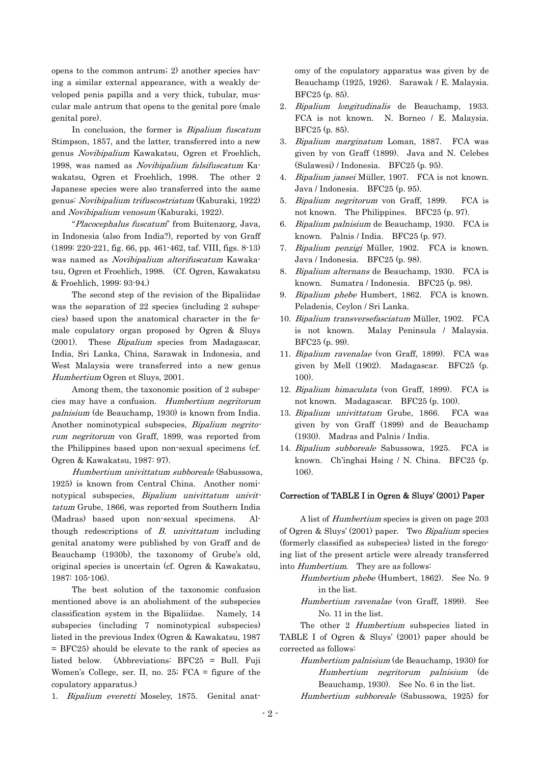opens to the common antrum; 2) another species having a similar external appearance, with a weakly developed penis papilla and a very thick, tubular, muscular male antrum that opens to the genital pore (male genital pore).

In conclusion, the former is *Bipalium fuscatum* Stimpson, 1857, and the latter, transferred into a new genus *Novibipalium* Kawakatsu, Ogren et Froehlich, 1998, was named as *Novibipalium falsifuscatum* Kawakatsu, Ogren et Froehlich, 1998. The other 2 Japanese species were also transferred into the same genus: *Novibipalium trifuscostriatum* (Kaburaki, 1922) and *Novibipalium venosum* (Kaburaki, 1922).

"*Placocephalus fuscatum*" from Buitenzorg, Java, in Indonesia (also from India?), reported by von Graff (1899: 220-221, fig. 66, pp. 461-462, taf. VIII, figs. 8-13) was named as *Novibipalium alterifuscatum* Kawakatsu, Ogren et Froehlich, 1998. (Cf. Ogren, Kawakatsu & Froehlich, 1999: 93-94.)

The second step of the revision of the Bipaliidae was the separation of 22 species (including 2 subspecies) based upon the anatomical character in the female copulatory organ proposed by Ogren & Sluys (2001). These *Bipalium* species from Madagascar, India, Sri Lanka, China, Sarawak in Indonesia, and West Malaysia were transferred into a new genus *Humbertium* Ogren et Sluys, 2001.

Among them, the taxonomic position of 2 subspecies may have a confusion. *Humbertium negritorum palnisium* (de Beauchamp, 1930) is known from India. Another nominotypical subspecies, *Bipalium negritorum negritorum* von Graff, 1899, was reported from the Philippines based upon non-sexual specimens (cf. Ogren & Kawakatsu, 1987: 97).

*Humbertium univittatum subboreale* (Sabussowa, 1925) is known from Central China. Another nominotypical subspecies, *Bipalium univittatum univittatum* Grube, 1866, was reported from Southern India (Madras) based upon non-sexual specimens. Although redescriptions of *B. univittatum* including genital anatomy were published by von Graff and de Beauchamp (1930b), the taxonomy of Grube's old, original species is uncertain (cf. Ogren & Kawakatsu, 1987: 105-106).

The best solution of the taxonomic confusion mentioned above is an abolishment of the subspecies classification system in the Bipaliidae. Namely, 14 subspecies (including 7 nominotypical subspecies) listed in the previous Index (Ogren & Kawakatsu, 1987 = BFC25) should be elevate to the rank of species as listed below. (Abbreviations: BFC25 = Bull. Fuji Women's College, ser. II, no. 25; FCA = figure of the copulatory apparatus.)

1. *Bipalium everetti* Moseley, 1875. Genital anatomy of the copulatory apparatus was given by de Beauchamp (1925, 1926). Sarawak / E. Malaysia. BFC25 (p. 85).
2. *Bipalium longitudinalis* de Beauchamp, 1933. FCA is not known. N. Borneo / E. Malaysia. BFC25 (p. 85).
3. *Bipalium marginatum* Loman, 1887. FCA was given by von Graff (1899). Java and N. Celebes (Sulawesi) / Indonesia. BFC25 (p. 95).
4. *Bipalium jansei* Müller, 1907. FCA is not known. Java / Indonesia. BFC25 (p. 95).
5. *Bipalium negritorum* von Graff, 1899. FCA is not known. The Philippines. BFC25 (p. 97).
6. *Bipalium palnisium* de Beauchamp, 1930. FCA is known. Palnis / India. BFC25 (p. 97).
7. *Bipalium penzigi* Müller, 1902. FCA is known. Java / Indonesia. BFC25 (p. 98).
8. *Bipalium alternans* de Beauchamp, 1930. FCA is known. Sumatra / Indonesia. BFC25 (p. 98).
9. *Bipalium phebe* Humbert, 1862. FCA is known. Peladenis, Ceylon / Sri Lanka.
10. *Bipalium transversefasciatum* Müller, 1902. FCA is not known. Malay Peninsula / Malaysia. BFC25 (p. 99).
11. *Bipalium ravenalae* (von Graff, 1899). FCA was given by Mell (1902). Madagascar. BFC25 (p. 100).
12. *Bipalium bimaculata* (von Graff, 1899). FCA is not known. Madagascar. BFC25 (p. 100).
13. *Bipalium univittatum* Grube, 1866. FCA was given by von Graff (1899) and de Beauchamp (1930). Madras and Palnis / India.
14. *Bipalium subboreale* Sabussowa, 1925. FCA is known. Ch'inghai Hsing / N. China. BFC25 (p. 106).

### Correction of TABLE I in Ogren & Sluys' (2001) Paper

A list of *Humbertium* species is given on page 203 of Ogren & Sluys' (2001) paper. Two *Bipalium* species (formerly classified as subspecies) listed in the foregoing list of the present article were already transferred into *Humbertium*. They are as follows:

*Humbertium phebe* (Humbert, 1862). See No. 9 in the list.

*Humbertium ravenalae* (von Graff, 1899). See No. 11 in the list.

The other 2 *Humbertium* subspecies listed in TABLE I of Ogren & Sluys' (2001) paper should be corrected as follows:

*Humbertium palnisium* (de Beauchamp, 1930) for *Humbertium negritorum palnisium* (de Beauchamp, 1930). See No. 6 in the list.

*Humbertium subboreale* (Sabussowa, 1925) for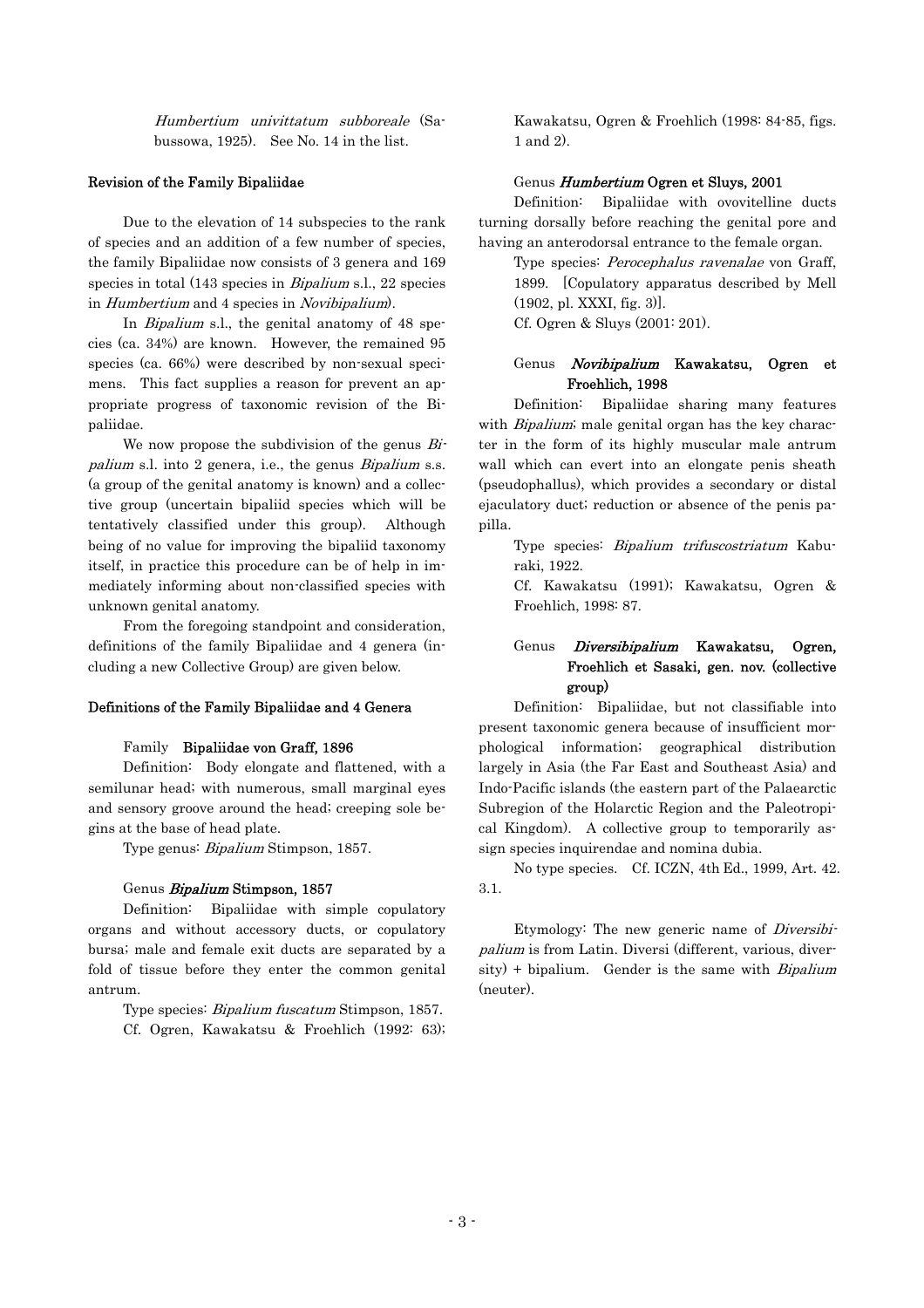*Humbertium univittatum subboreale* (Sabussowa, 1925). See No. 14 in the list.

### Revision of the Family Bipaliidae

Due to the elevation of 14 subspecies to the rank of species and an addition of a few number of species, the family Bipaliidae now consists of 3 genera and 169 species in total (143 species in *Bipalium* s.l., 22 species in *Humbertium* and 4 species in *Novibipalium*).

In *Bipalium* s.l., the genital anatomy of 48 species (ca. 34%) are known. However, the remained 95 species (ca. 66%) were described by non-sexual specimens. This fact supplies a reason for prevent an appropriate progress of taxonomic revision of the Bipaliidae.

We now propose the subdivision of the genus *Bipalium* s.l. into 2 genera, i.e., the genus *Bipalium* s.s. (a group of the genital anatomy is known) and a collective group (uncertain bipaliid species which will be tentatively classified under this group). Although being of no value for improving the bipaliid taxonomy itself, in practice this procedure can be of help in immediately informing about non-classified species with unknown genital anatomy.

From the foregoing standpoint and consideration, definitions of the family Bipaliidae and 4 genera (including a new Collective Group) are given below.

### Definitions of the Family Bipaliidae and 4 Genera

**Family Bipaliidae von Graff, 1896**

Definition: Body elongate and flattened, with a semilunar head; with numerous, small marginal eyes and sensory groove around the head; creeping sole begins at the base of head plate.

Type genus: *Bipalium* Stimpson, 1857.

**Genus *Bipalium* Stimpson, 1857**

Definition: Bipaliidae with simple copulatory organs and without accessory ducts, or copulatory bursa; male and female exit ducts are separated by a fold of tissue before they enter the common genital antrum.

Type species: *Bipalium fuscatum* Stimpson, 1857.

Cf. Ogren, Kawakatsu & Froehlich (1992: 63); Kawakatsu, Ogren & Froehlich (1998: 84-85, figs. 1 and 2).

**Genus *Humbertium* Ogren et Sluys, 2001**

Definition: Bipaliidae with ovovitelline ducts turning dorsally before reaching the genital pore and having an anterodorsal entrance to the female organ.

Type species: *Perocephalus ravenalae* von Graff, 1899. [Copulatory apparatus described by Mell (1902, pl. XXXI, fig. 3)].

Cf. Ogren & Sluys (2001: 201).

**Genus *Novibipalium* Kawakatsu, Ogren et Froehlich, 1998**

Definition: Bipaliidae sharing many features with *Bipalium*; male genital organ has the key character in the form of its highly muscular male antrum wall which can evert into an elongate penis sheath (pseudophallus), which provides a secondary or distal ejaculatory duct; reduction or absence of the penis papilla.

Type species: *Bipalium trifuscostriatum* Kaburaki, 1922.

Cf. Kawakatsu (1991); Kawakatsu, Ogren & Froehlich, 1998: 87.

**Genus *Diversibipalium* Kawakatsu, Ogren, Froehlich et Sasaki, gen. nov. (collective group)**

Definition: Bipaliidae, but not classifiable into present taxonomic genera because of insufficient morphological information; geographical distribution largely in Asia (the Far East and Southeast Asia) and Indo-Pacific islands (the eastern part of the Palaearctic Subregion of the Holarctic Region and the Paleotropical Kingdom). A collective group to temporarily assign species inquirendae and nomina dubia.

No type species. Cf. ICZN, 4th Ed., 1999, Art. 42. 3.1.

Etymology: The new generic name of *Diversibipalium* is from Latin. Diversi (different, various, diversity) + bipalium. Gender is the same with *Bipalium* (neuter).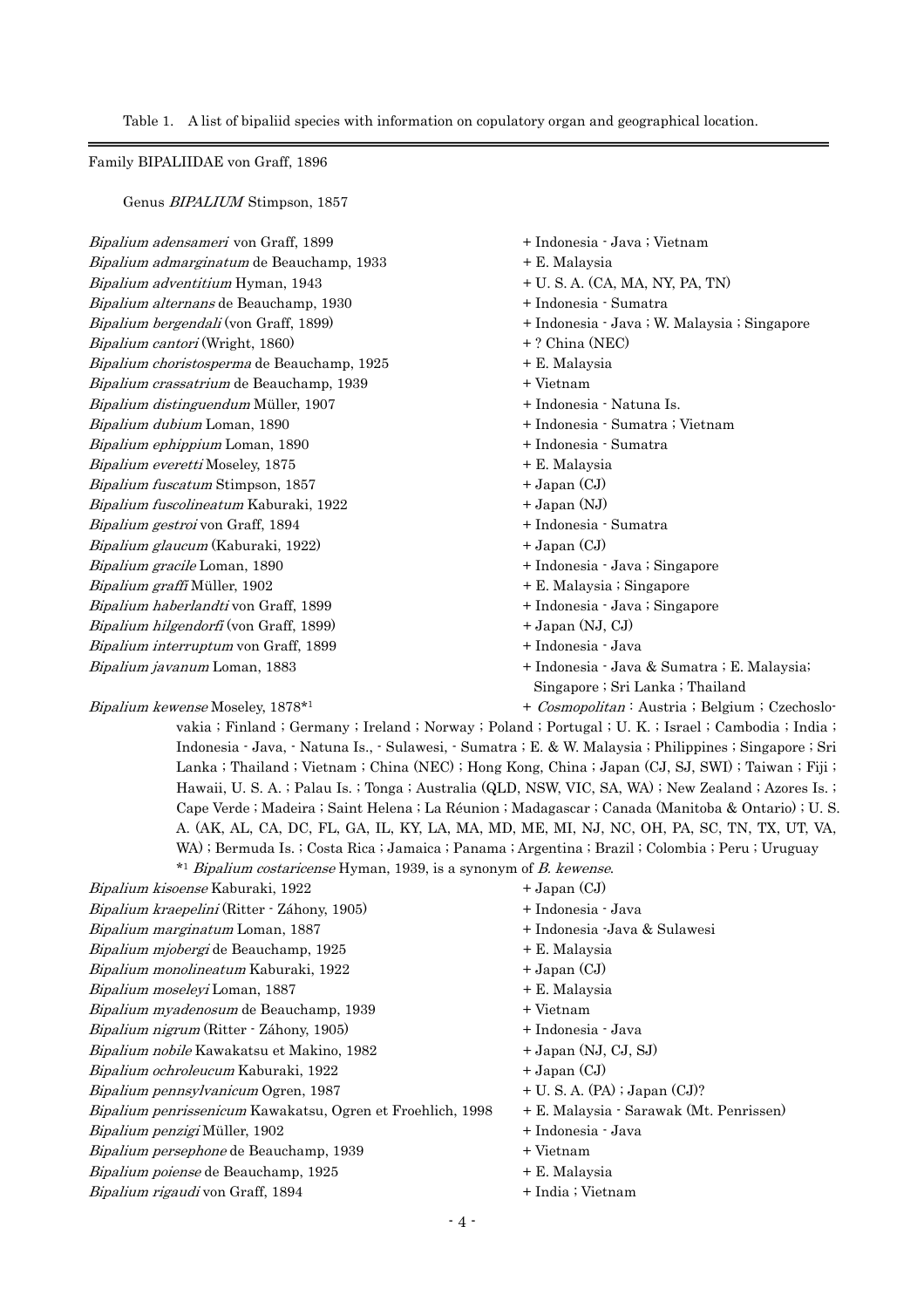Table 1. A list of bipaliid species with information on copulatory organ and geographical location.

Family BIPALIIDAE von Graff, 1896

Genus *BIPALIUM* Stimpson, 1857

| Species | Copulatory organ / Geographical location |
|---|---|
| *Bipalium adensameri* von Graff, 1899 | + Indonesia - Java ; Vietnam |
| *Bipalium admarginatum* de Beauchamp, 1933 | + E. Malaysia |
| *Bipalium adventitium* Hyman, 1943 | + U. S. A. (CA, MA, NY, PA, TN) |
| *Bipalium alternans* de Beauchamp, 1930 | + Indonesia - Sumatra |
| *Bipalium bergendali* (von Graff, 1899) | + Indonesia - Java ; W. Malaysia ; Singapore |
| *Bipalium cantori* (Wright, 1860) | + ? China (NEC) |
| *Bipalium choristosperma* de Beauchamp, 1925 | + E. Malaysia |
| *Bipalium crassatrium* de Beauchamp, 1939 | + Vietnam |
| *Bipalium distinguendum* Müller, 1907 | + Indonesia - Natuna Is. |
| *Bipalium dubium* Loman, 1890 | + Indonesia - Sumatra ; Vietnam |
| *Bipalium ephippium* Loman, 1890 | + Indonesia - Sumatra |
| *Bipalium everetti* Moseley, 1875 | + E. Malaysia |
| *Bipalium fuscatum* Stimpson, 1857 | + Japan (CJ) |
| *Bipalium fuscolineatum* Kaburaki, 1922 | + Japan (NJ) |
| *Bipalium gestroi* von Graff, 1894 | + Indonesia - Sumatra |
| *Bipalium glaucum* (Kaburaki, 1922) | + Japan (CJ) |
| *Bipalium gracile* Loman, 1890 | + Indonesia - Java ; Singapore |
| *Bipalium graffi* Müller, 1902 | + E. Malaysia ; Singapore |
| *Bipalium haberlandti* von Graff, 1899 | + Indonesia - Java ; Singapore |
| *Bipalium hilgendorfi* (von Graff, 1899) | + Japan (NJ, CJ) |
| *Bipalium interruptum* von Graff, 1899 | + Indonesia - Java |
| *Bipalium javanum* Loman, 1883 | + Indonesia - Java & Sumatra ; E. Malaysia; Singapore ; Sri Lanka ; Thailand |
| *Bipalium kewense* Moseley, 1878*[1] | + *Cosmopolitan* : Austria ; Belgium ; Czechoslovakia ; Finland ; Germany ; Ireland ; Norway ; Poland ; Portugal ; U. K. ; Israel ; Cambodia ; India ; Indonesia - Java, - Natuna Is., - Sulawesi, - Sumatra ; E. & W. Malaysia ; Philippines ; Singapore ; Sri Lanka ; Thailand ; Vietnam ; China (NEC) ; Hong Kong, China ; Japan (CJ, SJ, SWI) ; Taiwan ; Fiji ; Hawaii, U. S. A. ; Palau Is. ; Tonga ; Australia (QLD, NSW, VIC, SA, WA) ; New Zealand ; Azores Is. ; Cape Verde ; Madeira ; Saint Helena ; La Réunion ; Madagascar ; Canada (Manitoba & Ontario) ; U. S. A. (AK, AL, CA, DC, FL, GA, IL, KY, LA, MA, MD, ME, MI, NJ, NC, OH, PA, SC, TN, TX, UT, VA, WA) ; Bermuda Is. ; Costa Rica ; Jamaica ; Panama ; Argentina ; Brazil ; Colombia ; Peru ; Uruguay |
| *Bipalium kisoense* Kaburaki, 1922 | + Japan (CJ) |
| *Bipalium kraepelini* (Ritter - Záhony, 1905) | + Indonesia - Java |
| *Bipalium marginatum* Loman, 1887 | + Indonesia -Java & Sulawesi |
| *Bipalium mjobergi* de Beauchamp, 1925 | + E. Malaysia |
| *Bipalium monolineatum* Kaburaki, 1922 | + Japan (CJ) |
| *Bipalium moseleyi* Loman, 1887 | + E. Malaysia |
| *Bipalium myadenosum* de Beauchamp, 1939 | + Vietnam |
| *Bipalium nigrum* (Ritter - Záhony, 1905) | + Indonesia - Java |
| *Bipalium nobile* Kawakatsu et Makino, 1982 | + Japan (NJ, CJ, SJ) |
| *Bipalium ochroleucum* Kaburaki, 1922 | + Japan (CJ) |
| *Bipalium pennsylvanicum* Ogren, 1987 | + U. S. A. (PA) ; Japan (CJ)? |
| *Bipalium penrissenicum* Kawakatsu, Ogren et Froehlich, 1998 | + E. Malaysia - Sarawak (Mt. Penrissen) |
| *Bipalium penzigi* Müller, 1902 | + Indonesia - Java |
| *Bipalium persephone* de Beauchamp, 1939 | + Vietnam |
| *Bipalium poiense* de Beauchamp, 1925 | + E. Malaysia |
| *Bipalium rigaudi* von Graff, 1894 | + India ; Vietnam |

*[1] *Bipalium costaricense* Hyman, 1939, is a synonym of *B. kewense*.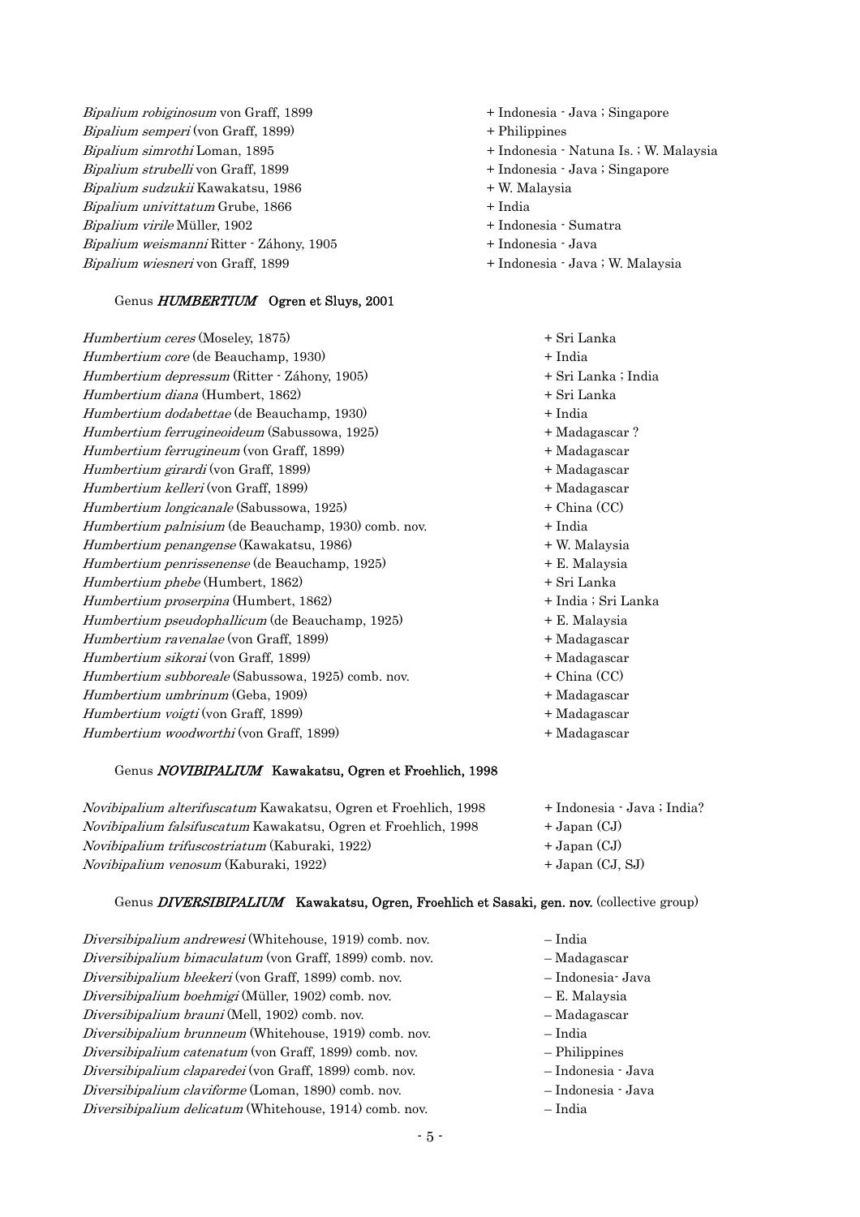*Bipalium robiginosum* von Graff, 1899 + Indonesia - Java ; Singapore
*Bipalium semperi* (von Graff, 1899) + Philippines
*Bipalium simrothi* Loman, 1895 + Indonesia - Natuna Is. ; W. Malaysia
*Bipalium strubelli* von Graff, 1899 + Indonesia - Java ; Singapore
*Bipalium sudzukii* Kawakatsu, 1986 + W. Malaysia
*Bipalium univittatum* Grube, 1866 + India
*Bipalium virile* Müller, 1902 + Indonesia - Sumatra
*Bipalium weismanni* Ritter - Záhony, 1905 + Indonesia - Java
*Bipalium wiesneri* von Graff, 1899 + Indonesia - Java ; W. Malaysia

Genus ***HUMBERTIUM*** **Ogren et Sluys, 2001**

*Humbertium ceres* (Moseley, 1875) + Sri Lanka
*Humbertium core* (de Beauchamp, 1930) + India
*Humbertium depressum* (Ritter - Záhony, 1905) + Sri Lanka ; India
*Humbertium diana* (Humbert, 1862) + Sri Lanka
*Humbertium dodabettae* (de Beauchamp, 1930) + India
*Humbertium ferrugineoideum* (Sabussowa, 1925) + Madagascar ?
*Humbertium ferrugineum* (von Graff, 1899) + Madagascar
*Humbertium girardi* (von Graff, 1899) + Madagascar
*Humbertium kelleri* (von Graff, 1899) + Madagascar
*Humbertium longicanale* (Sabussowa, 1925) + China (CC)
*Humbertium palnisium* (de Beauchamp, 1930) comb. nov. + India
*Humbertium penangense* (Kawakatsu, 1986) + W. Malaysia
*Humbertium penrissenense* (de Beauchamp, 1925) + E. Malaysia
*Humbertium phebe* (Humbert, 1862) + Sri Lanka
*Humbertium proserpina* (Humbert, 1862) + India ; Sri Lanka
*Humbertium pseudophallicum* (de Beauchamp, 1925) + E. Malaysia
*Humbertium ravenalae* (von Graff, 1899) + Madagascar
*Humbertium sikorai* (von Graff, 1899) + Madagascar
*Humbertium subboreale* (Sabussowa, 1925) comb. nov. + China (CC)
*Humbertium umbrinum* (Geba, 1909) + Madagascar
*Humbertium voigti* (von Graff, 1899) + Madagascar
*Humbertium woodworthi* (von Graff, 1899) + Madagascar

Genus ***NOVIBIPALIUM*** **Kawakatsu, Ogren et Froehlich, 1998**

*Novibipalium alterifuscatum* Kawakatsu, Ogren et Froehlich, 1998 + Indonesia - Java ; India?
*Novibipalium falsifuscatum* Kawakatsu, Ogren et Froehlich, 1998 + Japan (CJ)
*Novibipalium trifuscostriatum* (Kaburaki, 1922) + Japan (CJ)
*Novibipalium venosum* (Kaburaki, 1922) + Japan (CJ, SJ)

Genus ***DIVERSIBIPALIUM*** **Kawakatsu, Ogren, Froehlich et Sasaki, gen. nov.** (collective group)

*Diversibipalium andrewesi* (Whitehouse, 1919) comb. nov. – India
*Diversibipalium bimaculatum* (von Graff, 1899) comb. nov. – Madagascar
*Diversibipalium bleekeri* (von Graff, 1899) comb. nov. – Indonesia- Java
*Diversibipalium boehmigi* (Müller, 1902) comb. nov. – E. Malaysia
*Diversibipalium brauni* (Mell, 1902) comb. nov. – Madagascar
*Diversibipalium brunneum* (Whitehouse, 1919) comb. nov. – India
*Diversibipalium catenatum* (von Graff, 1899) comb. nov. – Philippines
*Diversibipalium claparedei* (von Graff, 1899) comb. nov. – Indonesia - Java
*Diversibipalium claviforme* (Loman, 1890) comb. nov. – Indonesia - Java
*Diversibipalium delicatum* (Whitehouse, 1914) comb. nov. – India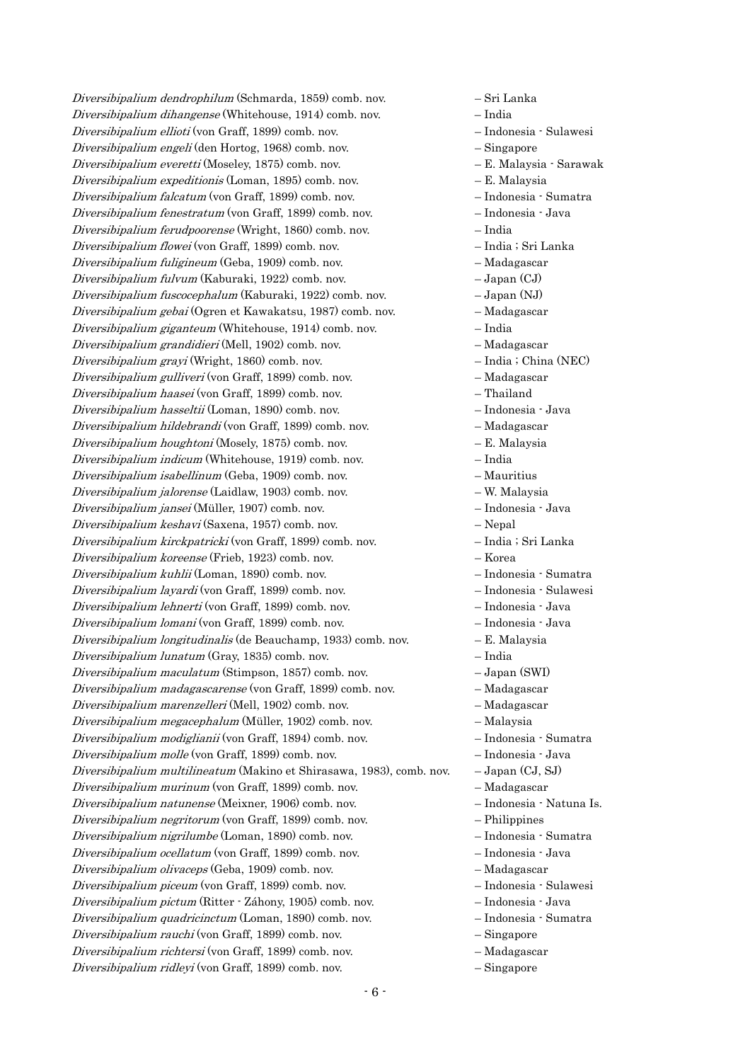*Diversibipalium dendrophilum* (Schmarda, 1859) comb. nov. – Sri Lanka
*Diversibipalium dihangense* (Whitehouse, 1914) comb. nov. – India
*Diversibipalium ellioti* (von Graff, 1899) comb. nov. – Indonesia - Sulawesi
*Diversibipalium engeli* (den Hortog, 1968) comb. nov. – Singapore
*Diversibipalium everetti* (Moseley, 1875) comb. nov. – E. Malaysia - Sarawak
*Diversibipalium expeditionis* (Loman, 1895) comb. nov. – E. Malaysia
*Diversibipalium falcatum* (von Graff, 1899) comb. nov. – Indonesia - Sumatra
*Diversibipalium fenestratum* (von Graff, 1899) comb. nov. – Indonesia - Java
*Diversibipalium ferudpoorense* (Wright, 1860) comb. nov. – India
*Diversibipalium flowei* (von Graff, 1899) comb. nov. – India ; Sri Lanka
*Diversibipalium fuligineum* (Geba, 1909) comb. nov. – Madagascar
*Diversibipalium fulvum* (Kaburaki, 1922) comb. nov. – Japan (CJ)
*Diversibipalium fuscocephalum* (Kaburaki, 1922) comb. nov. – Japan (NJ)
*Diversibipalium gebai* (Ogren et Kawakatsu, 1987) comb. nov. – Madagascar
*Diversibipalium giganteum* (Whitehouse, 1914) comb. nov. – India
*Diversibipalium grandidieri* (Mell, 1902) comb. nov. – Madagascar
*Diversibipalium grayi* (Wright, 1860) comb. nov. – India ; China (NEC)
*Diversibipalium gulliveri* (von Graff, 1899) comb. nov. – Madagascar
*Diversibipalium haasei* (von Graff, 1899) comb. nov. – Thailand
*Diversibipalium hasseltii* (Loman, 1890) comb. nov. – Indonesia - Java
*Diversibipalium hildebrandi* (von Graff, 1899) comb. nov. – Madagascar
*Diversibipalium houghtoni* (Mosely, 1875) comb. nov. – E. Malaysia
*Diversibipalium indicum* (Whitehouse, 1919) comb. nov. – India
*Diversibipalium isabellinum* (Geba, 1909) comb. nov. – Mauritius
*Diversibipalium jalorense* (Laidlaw, 1903) comb. nov. – W. Malaysia
*Diversibipalium jansei* (Müller, 1907) comb. nov. – Indonesia - Java
*Diversibipalium keshavi* (Saxena, 1957) comb. nov. – Nepal
*Diversibipalium kirckpatricki* (von Graff, 1899) comb. nov. – India ; Sri Lanka
*Diversibipalium koreense* (Frieb, 1923) comb. nov. – Korea
*Diversibipalium kuhlii* (Loman, 1890) comb. nov. – Indonesia - Sumatra
*Diversibipalium layardi* (von Graff, 1899) comb. nov. – Indonesia - Sulawesi
*Diversibipalium lehnerti* (von Graff, 1899) comb. nov. – Indonesia - Java
*Diversibipalium lomani* (von Graff, 1899) comb. nov. – Indonesia - Java
*Diversibipalium longitudinalis* (de Beauchamp, 1933) comb. nov. – E. Malaysia
*Diversibipalium lunatum* (Gray, 1835) comb. nov. – India
*Diversibipalium maculatum* (Stimpson, 1857) comb. nov. – Japan (SWI)
*Diversibipalium madagascarense* (von Graff, 1899) comb. nov. – Madagascar
*Diversibipalium marenzelleri* (Mell, 1902) comb. nov. – Madagascar
*Diversibipalium megacephalum* (Müller, 1902) comb. nov. – Malaysia
*Diversibipalium modiglianii* (von Graff, 1894) comb. nov. – Indonesia - Sumatra
*Diversibipalium molle* (von Graff, 1899) comb. nov. – Indonesia - Java
*Diversibipalium multilineatum* (Makino et Shirasawa, 1983), comb. nov. – Japan (CJ, SJ)
*Diversibipalium murinum* (von Graff, 1899) comb. nov. – Madagascar
*Diversibipalium natunense* (Meixner, 1906) comb. nov. – Indonesia - Natuna Is.
*Diversibipalium negritorum* (von Graff, 1899) comb. nov. – Philippines
*Diversibipalium nigrilumbe* (Loman, 1890) comb. nov. – Indonesia - Sumatra
*Diversibipalium ocellatum* (von Graff, 1899) comb. nov. – Indonesia - Java
*Diversibipalium olivaceps* (Geba, 1909) comb. nov. – Madagascar
*Diversibipalium piceum* (von Graff, 1899) comb. nov. – Indonesia - Sulawesi
*Diversibipalium pictum* (Ritter - Záhony, 1905) comb. nov. – Indonesia - Java
*Diversibipalium quadricinctum* (Loman, 1890) comb. nov. – Indonesia - Sumatra
*Diversibipalium rauchi* (von Graff, 1899) comb. nov. – Singapore
*Diversibipalium richtersi* (von Graff, 1899) comb. nov. – Madagascar
*Diversibipalium ridleyi* (von Graff, 1899) comb. nov. – Singapore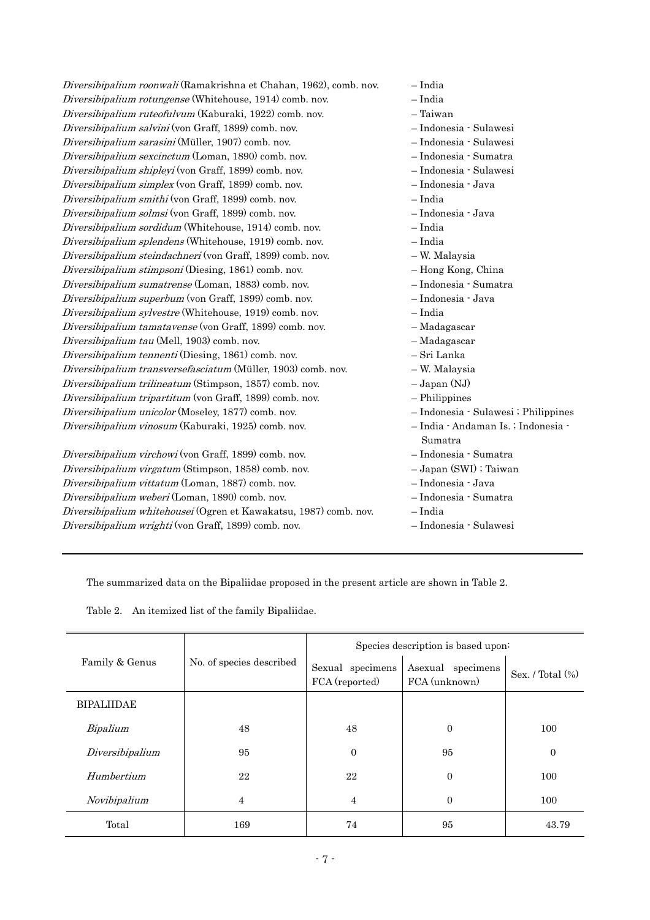*Diversibipalium roonwali* (Ramakrishna et Chahan, 1962), comb. nov. – India
*Diversibipalium rotungense* (Whitehouse, 1914) comb. nov. – India
*Diversibipalium ruteofulvum* (Kaburaki, 1922) comb. nov. – Taiwan
*Diversibipalium salvini* (von Graff, 1899) comb. nov. – Indonesia - Sulawesi
*Diversibipalium sarasini* (Müller, 1907) comb. nov. – Indonesia - Sulawesi
*Diversibipalium sexcinctum* (Loman, 1890) comb. nov. – Indonesia - Sumatra
*Diversibipalium shipleyi* (von Graff, 1899) comb. nov. – Indonesia - Sulawesi
*Diversibipalium simplex* (von Graff, 1899) comb. nov. – Indonesia - Java
*Diversibipalium smithi* (von Graff, 1899) comb. nov. – India
*Diversibipalium solmsi* (von Graff, 1899) comb. nov. – Indonesia - Java
*Diversibipalium sordidum* (Whitehouse, 1914) comb. nov. – India
*Diversibipalium splendens* (Whitehouse, 1919) comb. nov. – India
*Diversibipalium steindachneri* (von Graff, 1899) comb. nov. – W. Malaysia
*Diversibipalium stimpsoni* (Diesing, 1861) comb. nov. – Hong Kong, China
*Diversibipalium sumatrense* (Loman, 1883) comb. nov. – Indonesia - Sumatra
*Diversibipalium superbum* (von Graff, 1899) comb. nov. – Indonesia - Java
*Diversibipalium sylvestre* (Whitehouse, 1919) comb. nov. – India
*Diversibipalium tamatavense* (von Graff, 1899) comb. nov. – Madagascar
*Diversibipalium tau* (Mell, 1903) comb. nov. – Madagascar
*Diversibipalium tennenti* (Diesing, 1861) comb. nov. – Sri Lanka
*Diversibipalium transversefasciatum* (Müller, 1903) comb. nov. – W. Malaysia
*Diversibipalium trilineatum* (Stimpson, 1857) comb. nov. – Japan (NJ)
*Diversibipalium tripartitum* (von Graff, 1899) comb. nov. – Philippines
*Diversibipalium unicolor* (Moseley, 1877) comb. nov. – Indonesia - Sulawesi ; Philippines
*Diversibipalium vinosum* (Kaburaki, 1925) comb. nov. – India - Andaman Is. ; Indonesia - Sumatra
*Diversibipalium virchowi* (von Graff, 1899) comb. nov. – Indonesia - Sumatra
*Diversibipalium virgatum* (Stimpson, 1858) comb. nov. – Japan (SWI) ; Taiwan
*Diversibipalium vittatum* (Loman, 1887) comb. nov. – Indonesia - Java
*Diversibipalium weberi* (Loman, 1890) comb. nov. – Indonesia - Sumatra
*Diversibipalium whitehousei* (Ogren et Kawakatsu, 1987) comb. nov. – India
*Diversibipalium wrighti* (von Graff, 1899) comb. nov. – Indonesia - Sulawesi

---

The summarized data on the Bipaliidae proposed in the present article are shown in Table 2.

Table 2. An itemized list of the family Bipaliidae.

| Family & Genus | No. of species described | Species description is based upon: | | |
|---|---|---|---|---|
| | | Sexual specimens FCA (reported) | Asexual specimens FCA (unknown) | Sex. / Total (%) |
| BIPALIIDAE | | | | |
| *Bipalium* | 48 | 48 | 0 | 100 |
| *Diversibipalium* | 95 | 0 | 95 | 0 |
| *Humbertium* | 22 | 22 | 0 | 100 |
| *Novibipalium* | 4 | 4 | 0 | 100 |
| Total | 169 | 74 | 95 | 43.79 |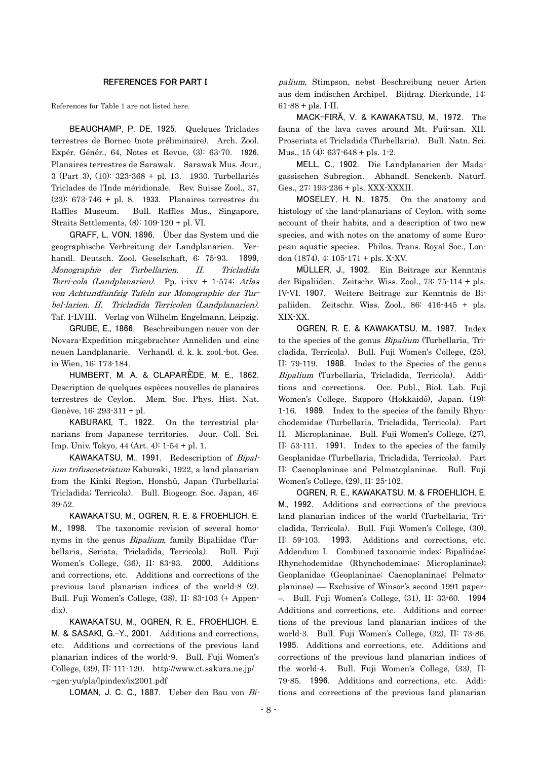## REFERENCES FOR PART I

References for Table 1 are not listed here.

**BEAUCHAMP, P. DE, 1925**. Quelques Triclades terrestres de Borneo (note préliminaire). Arch. Zool. Expér. Génér., 64, Notes et Revue, (3): 63-70. **1926**. Planaires terrestres de Sarawak. Sarawak Mus. Jour., 3 (Part 3), (10): 323-368 + pl. 13. 1930. Turbellariés Triclades de l'Inde méridionale. Rev. Suisse Zool., 37, (23): 673-746 + pl. 8. **1933**. Planaires terrestres du Raffles Museum. Bull. Raffles Mus., Singapore, Straits Settlements, (8): 109-120 + pl. VI.

**GRAFF, L. VON, 1896**. Über das System und die geographische Verbreitung der Landplanarien. Verhandl. Deutsch. Zool. Geselschaft, 6: 75-93. **1899**, *Monographie der Turbellarien. II. Tricladida Terri-cola (Landplanarien)*. Pp. i-ixv + 1-574; *Atlas von Achtundfunfzig Tafeln zur Monographie der Turbel-larien. II. Tricladida Terricolen (Landplanarien)*. Taf. I-LVIII. Verlag von Wilhelm Engelmann, Leipzig.

**GRUBE, E., 1866**. Beschreibungen neuer von der Novara-Expedition mitgebrachter Anneliden und eine neuen Landplanarie. Verhandl. d. k. k. zool.-bot. Ges. in Wien, 16: 173-184.

**HUMBERT, M. A. & CLAPARÈDE, M. E., 1862**. Description de quelques espèces nouvelles de planaires terrestres de Ceylon. Mem. Soc. Phys. Hist. Nat. Genève, 16: 293-311 + pl.

**KABURAKI, T., 1922**. On the terrestrial planarians from Japanese territories. Jour. Coll. Sci. Imp. Univ. Tokyo, 44 (Art. 4): 1-54 + pl. 1.

**KAWAKATSU, M., 1991**. Redescription of *Bipalium trifuscostriatum* Kaburaki, 1922, a land planarian from the Kinki Region, Honshû, Japan (Turbellaria; Tricladida; Terricola). Bull. Biogeogr. Soc. Japan, 46: 39-52.

**KAWAKATSU, M., OGREN, R. E. & FROEHLICH, E. M., 1998**. The taxonomic revision of several homonyms in the genus *Bipalium*, family Bipaliidae (Turbellaria, Seriata, Tricladida, Terricola). Bull. Fuji Women's College, (36), II: 83-93. **2000**. Additions and corrections, etc. Additions and corrections of the previous land planarian indices of the world-8 (2). Bull. Fuji Women's College, (38), II: 83-103 (+ Appendix).

**KAWAKATSU, M., OGREN, R. E., FROEHLICH, E. M. & SASAKI, G.-Y., 2001**. Additions and corrections, etc. Additions and corrections of the previous land planarian indices of the world-9. Bull. Fuji Women's College, (39), II: 111-120. http://www.ct.sakura.ne.jp/~gen-yu/pla/lpindex/ix2001.pdf

**LOMAN, J. C. C., 1887**. Ueber den Bau von *Bipalium*, Stimpson, nebst Beschreibung neuer Arten aus dem indischen Archipel. Bijdrag. Dierkunde, 14: 61-88 + pls. I-II.

**MACK-FIRĂ, V. & KAWAKATSU, M., 1972**. The fauna of the lava caves around Mt. Fuji-san. XII. Proseriata et Tricladida (Turbellaria). Bull. Natn. Sci. Mus., 15 (4): 637-648 + pls. 1-2.

**MELL, C., 1902**. Die Landplanarien der Madagassischen Subregion. Abhandl. Senckenb. Naturf. Ges., 27: 193-236 + pls. XXX-XXXII.

**MOSELEY, H. N., 1875**. On the anatomy and histology of the land-planarians of Ceylon, with some account of their habits, and a description of two new species, and with notes on the anatomy of some European aquatic species. Philos. Trans. Royal Soc., London (1874), 4: 105-171 + pls. X-XV.

**MÜLLER, J., 1902**. Ein Beitrage zur Kenntnis der Bipaliiden. Zeitschr. Wiss. Zool., 73: 75-114 + pls. IV-VI. **1907**. Weitere Beitrage zur Kenntnis de Bipaliiden. Zeitschr. Wiss. Zool., 86: 416-445 + pls. XIX-XX.

**OGREN, R. E. & KAWAKATSU, M., 1987**. Index to the species of the genus *Bipalium* (Turbellaria, Tricladida, Terricola). Bull. Fuji Women's College, (25), II: 79-119. **1988**. Index to the Species of the genus *Bipalium* (Turbellaria, Tricladida, Terricola). Additions and corrections. Occ. Publ., Biol. Lab. Fuji Women's College, Sapporo (Hokkaidô), Japan. (19): 1-16. **1989**. Index to the species of the family Rhynchodemidae (Turbellaria, Tricladida, Terricola). Part II. Microplaninae. Bull. Fuji Women's College, (27), II: 53-111. **1991**. Index to the species of the family Geoplanidae (Turbellaria, Tricladida, Terricola). Part II: Caenoplaninae and Pelmatoplaninae. Bull. Fuji Women's College, (29), II: 25-102.

**OGREN, R. E., KAWAKATSU, M. & FROEHLICH, E. M., 1992**. Additions and corrections of the previous land planarian indices of the world (Turbellaria, Tricladida, Terricola). Bull. Fuji Women's College, (30), II: 59-103. **1993**. Additions and corrections, etc. Addendum I. Combined taxonomic index: Bipaliidae; Rhynchodemidae (Rhynchodeminae; Microplaninae); Geoplanidae (Geoplaninae; Caenoplaninae; Pelmatoplaninae) — Exclusive of Winsor's second 1991 paper –. Bull. Fuji Women's College, (31), II: 33-60. **1994** Additions and corrections, etc. Additions and corrections of the previous land planarian indices of the world-3. Bull. Fuji Women's College, (32), II: 73-86. **1995**. Additions and corrections, etc. Additions and corrections of the previous land planarian indices of the world-4. Bull. Fuji Women's College, (33), II: 79-85. **1996**. Additions and corrections, etc. Additions and corrections of the previous land planarian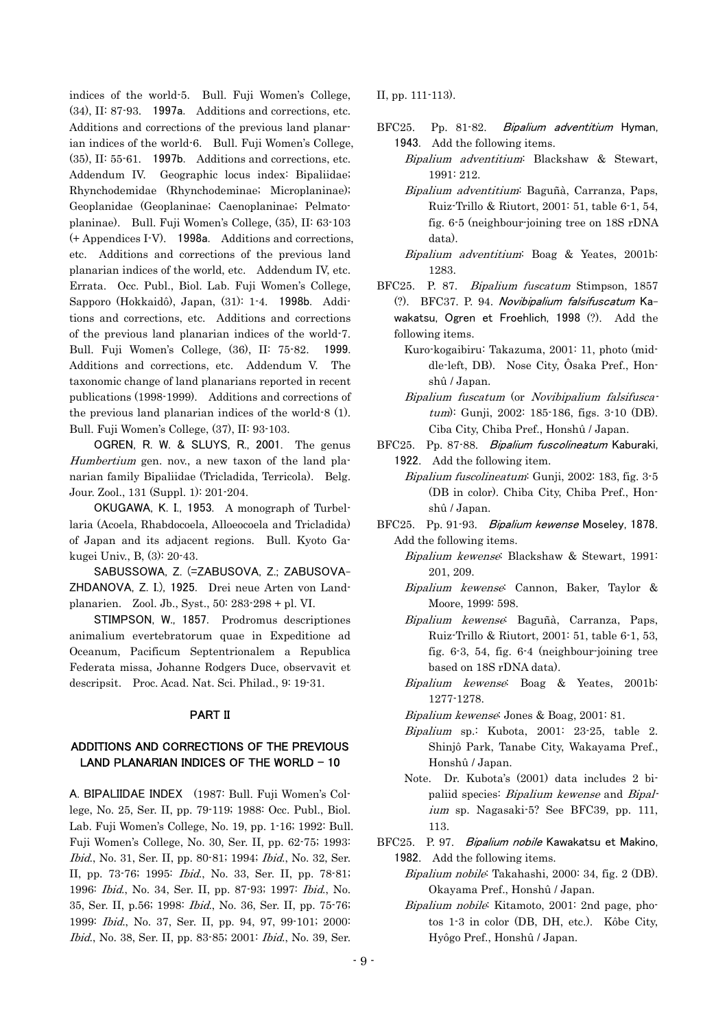indices of the world-5. Bull. Fuji Women's College, (34), II: 87-93. **1997a**. Additions and corrections, etc. Additions and corrections of the previous land planarian indices of the world-6. Bull. Fuji Women's College, (35), II: 55-61. **1997b**. Additions and corrections, etc. Addendum IV. Geographic locus index: Bipaliidae; Rhynchodemidae (Rhynchodeminae; Microplaninae); Geoplanidae (Geoplaninae; Caenoplaninae; Pelmatoplaninae). Bull. Fuji Women's College, (35), II: 63-103 (+ Appendices I-V). **1998a**. Additions and corrections, etc. Additions and corrections of the previous land planarian indices of the world, etc. Addendum IV, etc. Errata. Occ. Publ., Biol. Lab. Fuji Women's College, Sapporo (Hokkaidô), Japan, (31): 1-4. **1998b**. Additions and corrections, etc. Additions and corrections of the previous land planarian indices of the world-7. Bull. Fuji Women's College, (36), II: 75-82. **1999**. Additions and corrections, etc. Addendum V. The taxonomic change of land planarians reported in recent publications (1998-1999). Additions and corrections of the previous land planarian indices of the world-8 (1). Bull. Fuji Women's College, (37), II: 93-103.

**OGREN, R. W. & SLUYS, R., 2001**. The genus *Humbertium* gen. nov., a new taxon of the land planarian family Bipaliidae (Tricladida, Terricola). Belg. Jour. Zool., 131 (Suppl. 1): 201-204.

**OKUGAWA, K. I., 1953**. A monograph of Turbellaria (Acoela, Rhabdocoela, Alloeocoela and Tricladida) of Japan and its adjacent regions. Bull. Kyoto Gakugei Univ., B, (3): 20-43.

**SABUSSOWA, Z. (=ZABUSOVA, Z.; ZABUSOVA-ZHDANOVA, Z. I.), 1925**. Drei neue Arten von Landplanarien. Zool. Jb., Syst., 50: 283-298 + pl. VI.

**STIMPSON, W., 1857**. Prodromus descriptiones animalium evertebratorum quae in Expeditione ad Oceanum, Pacificum Septentrionalem a Republica Federata missa, Johanne Rodgers Duce, observavit et descripsit. Proc. Acad. Nat. Sci. Philad., 9: 19-31.

## PART II

## ADDITIONS AND CORRECTIONS OF THE PREVIOUS LAND PLANARIAN INDICES OF THE WORLD – 10

**A. BIPALIIDAE INDEX** (1987: Bull. Fuji Women's College, No. 25, Ser. II, pp. 79-119; 1988: Occ. Publ., Biol. Lab. Fuji Women's College, No. 19, pp. 1-16; 1992: Bull. Fuji Women's College, No. 30, Ser. II, pp. 62-75; 1993: *Ibid.*, No. 31, Ser. II, pp. 80-81; 1994; *Ibid.*, No. 32, Ser. II, pp. 73-76; 1995: *Ibid.*, No. 33, Ser. II, pp. 78-81; 1996: *Ibid.*, No. 34, Ser. II, pp. 87-93; 1997: *Ibid.*, No. 35, Ser. II, p.56; 1998: *Ibid.*, No. 36, Ser. II, pp. 75-76; 1999: *Ibid.*, No. 37, Ser. II, pp. 94, 97, 99-101; 2000: *Ibid.*, No. 38, Ser. II, pp. 83-85; 2001: *Ibid.*, No. 39, Ser. II, pp. 111-113).

BFC25. Pp. 81-82. ***Bipalium adventitium* Hyman, 1943**. Add the following items.

- *Bipalium adventitium*: Blackshaw & Stewart, 1991: 212.
- *Bipalium adventitium*: Baguñà, Carranza, Paps, Ruiz-Trillo & Riutort, 2001: 51, table 6-1, 54, fig. 6-5 (neighbour-joining tree on 18S rDNA data).
- *Bipalium adventitium*: Boag & Yeates, 2001b: 1283.

BFC25. P. 87. *Bipalium fuscatum* Stimpson, 1857 (?). BFC37. P. 94. ***Novibipalium falsifuscatum* Kawakatsu, Ogren et Froehlich, 1998** (?). Add the following items.

- Kuro-kogaibiru: Takazuma, 2001: 11, photo (middle-left, DB). Nose City, Ôsaka Pref., Honshû / Japan.
- *Bipalium fuscatum* (or *Novibipalium falsifuscatum*): Gunji, 2002: 185-186, figs. 3-10 (DB). Ciba City, Chiba Pref., Honshû / Japan.

BFC25. Pp. 87-88. ***Bipalium fuscolineatum* Kaburaki, 1922**. Add the following item.

- *Bipalium fuscolineatum*: Gunji, 2002: 183, fig. 3-5 (DB in color). Chiba City, Chiba Pref., Honshû / Japan.

BFC25. Pp. 91-93. ***Bipalium kewense* Moseley, 1878.** Add the following items.

- *Bipalium kewense*: Blackshaw & Stewart, 1991: 201, 209.
- *Bipalium kewense*: Cannon, Baker, Taylor & Moore, 1999: 598.
- *Bipalium kewense*: Baguñà, Carranza, Paps, Ruiz-Trillo & Riutort, 2001: 51, table 6-1, 53, fig. 6-3, 54, fig. 6-4 (neighbour-joining tree based on 18S rDNA data).
- *Bipalium kewense*: Boag & Yeates, 2001b: 1277-1278.
- *Bipalium kewense*: Jones & Boag, 2001: 81.
- *Bipalium* sp.: Kubota, 2001: 23-25, table 2. Shinjô Park, Tanabe City, Wakayama Pref., Honshû / Japan.

Note. Dr. Kubota's (2001) data includes 2 bipaliid species: *Bipalium kewense* and *Bipalium* sp. Nagasaki-5? See BFC39, pp. 111, 113.

BFC25. P. 97. ***Bipalium nobile* Kawakatsu et Makino, 1982**. Add the following items.

- *Bipalium nobile*: Takahashi, 2000: 34, fig. 2 (DB). Okayama Pref., Honshû / Japan.
- *Bipalium nobile*: Kitamoto, 2001: 2nd page, photos 1-3 in color (DB, DH, etc.). Kôbe City, Hyôgo Pref., Honshû / Japan.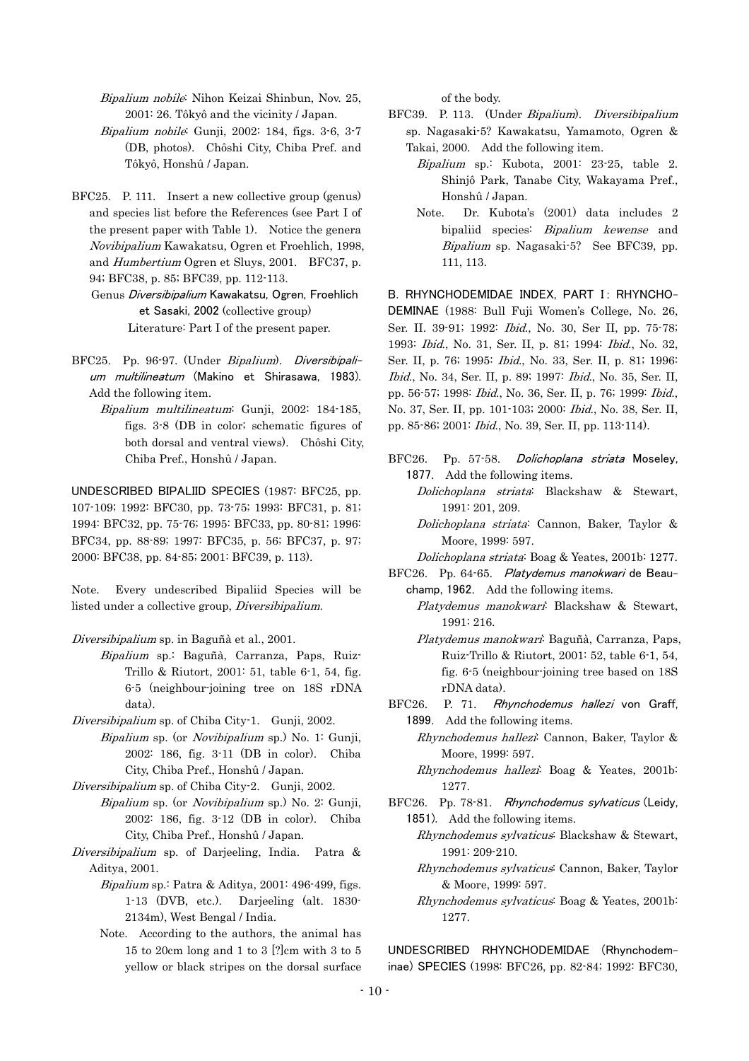*Bipalium nobile*: Nihon Keizai Shinbun, Nov. 25, 2001: 26. Tôkyô and the vicinity / Japan.

*Bipalium nobile*: Gunji, 2002: 184, figs. 3-6, 3-7 (DB, photos). Chôshi City, Chiba Pref. and Tôkyô, Honshû / Japan.

BFC25. P. 111. Insert a new collective group (genus) and species list before the References (see Part I of the present paper with Table 1). Notice the genera *Novibipalium* Kawakatsu, Ogren et Froehlich, 1998, and *Humbertium* Ogren et Sluys, 2001. BFC37, p. 94; BFC38, p. 85; BFC39, pp. 112-113.

Genus *Diversibipalium* Kawakatsu, Ogren, Froehlich et Sasaki, 2002 (collective group)

Literature: Part I of the present paper.

BFC25. Pp. 96-97. (Under *Bipalium*). *Diversibipalium multilineatum* (Makino et Shirasawa, 1983). Add the following item.

*Bipalium multilineatum*: Gunji, 2002: 184-185, figs. 3-8 (DB in color; schematic figures of both dorsal and ventral views). Chôshi City, Chiba Pref., Honshû / Japan.

UNDESCRIBED BIPALIID SPECIES (1987: BFC25, pp. 107-109; 1992: BFC30, pp. 73-75; 1993: BFC31, p. 81; 1994: BFC32, pp. 75-76; 1995: BFC33, pp. 80-81; 1996: BFC34, pp. 88-89; 1997: BFC35, p. 56; BFC37, p. 97; 2000: BFC38, pp. 84-85; 2001: BFC39, p. 113).

Note. Every undescribed Bipaliid Species will be listed under a collective group, *Diversibipalium*.

*Diversibipalium* sp. in Baguñà et al., 2001.

*Bipalium* sp.: Baguñà, Carranza, Paps, Ruiz-Trillo & Riutort, 2001: 51, table 6-1, 54, fig. 6-5 (neighbour-joining tree on 18S rDNA data).

*Diversibipalium* sp. of Chiba City-1. Gunji, 2002.

*Bipalium* sp. (or *Novibipalium* sp.) No. 1: Gunji, 2002: 186, fig. 3-11 (DB in color). Chiba City, Chiba Pref., Honshû / Japan.

*Diversibipalium* sp. of Chiba City-2. Gunji, 2002.

*Bipalium* sp. (or *Novibipalium* sp.) No. 2: Gunji, 2002: 186, fig. 3-12 (DB in color). Chiba City, Chiba Pref., Honshû / Japan.

*Diversibipalium* sp. of Darjeeling, India. Patra & Aditya, 2001.

*Bipalium* sp.: Patra & Aditya, 2001: 496-499, figs. 1-13 (DVB, etc.). Darjeeling (alt. 1830-2134m), West Bengal / India.

Note. According to the authors, the animal has 15 to 20cm long and 1 to 3 [?]cm with 3 to 5 yellow or black stripes on the dorsal surface of the body.

BFC39. P. 113. (Under *Bipalium*). *Diversibipalium* sp. Nagasaki-5? Kawakatsu, Yamamoto, Ogren & Takai, 2000. Add the following item.

*Bipalium* sp.: Kubota, 2001: 23-25, table 2. Shinjô Park, Tanabe City, Wakayama Pref., Honshû / Japan.

Note. Dr. Kubota's (2001) data includes 2 bipaliid species: *Bipalium kewense* and *Bipalium* sp. Nagasaki-5? See BFC39, pp. 111, 113.

B. RHYNCHODEMIDAE INDEX, PART I: RHYNCHODEMINAE (1988: Bull Fuji Women's College, No. 26, Ser. II. 39-91; 1992: *Ibid.*, No. 30, Ser II, pp. 75-78; 1993: *Ibid.*, No. 31, Ser. II, p. 81; 1994: *Ibid.*, No. 32, Ser. II, p. 76; 1995: *Ibid.*, No. 33, Ser. II, p. 81; 1996: *Ibid.*, No. 34, Ser. II, p. 89; 1997: *Ibid.*, No. 35, Ser. II, pp. 56-57; 1998: *Ibid.*, No. 36, Ser. II, p. 76; 1999: *Ibid.*, No. 37, Ser. II, pp. 101-103; 2000: *Ibid.*, No. 38, Ser. II, pp. 85-86; 2001: *Ibid.*, No. 39, Ser. II, pp. 113-114).

BFC26. Pp. 57-58. *Dolichoplana striata* Moseley, 1877. Add the following items.

*Dolichoplana striata*: Blackshaw & Stewart, 1991: 201, 209.

*Dolichoplana striata*: Cannon, Baker, Taylor & Moore, 1999: 597.

*Dolichoplana striata*: Boag & Yeates, 2001b: 1277.

BFC26. Pp. 64-65. *Platydemus manokwari* de Beauchamp, 1962. Add the following items.

*Platydemus manokwari*: Blackshaw & Stewart, 1991: 216.

*Platydemus manokwari*: Baguñà, Carranza, Paps, Ruiz-Trillo & Riutort, 2001: 52, table 6-1, 54, fig. 6-5 (neighbour-joining tree based on 18S rDNA data).

BFC26. P. 71. *Rhynchodemus hallezi* von Graff, 1899. Add the following items.

*Rhynchodemus hallezi*: Cannon, Baker, Taylor & Moore, 1999: 597.

*Rhynchodemus hallezi*: Boag & Yeates, 2001b: 1277.

BFC26. Pp. 78-81. *Rhynchodemus sylvaticus* (Leidy, 1851). Add the following items.

*Rhynchodemus sylvaticus*: Blackshaw & Stewart, 1991: 209-210.

*Rhynchodemus sylvaticus*: Cannon, Baker, Taylor & Moore, 1999: 597.

*Rhynchodemus sylvaticus*: Boag & Yeates, 2001b: 1277.

UNDESCRIBED RHYNCHODEMIDAE (Rhynchodeminae) SPECIES (1998: BFC26, pp. 82-84; 1992: BFC30,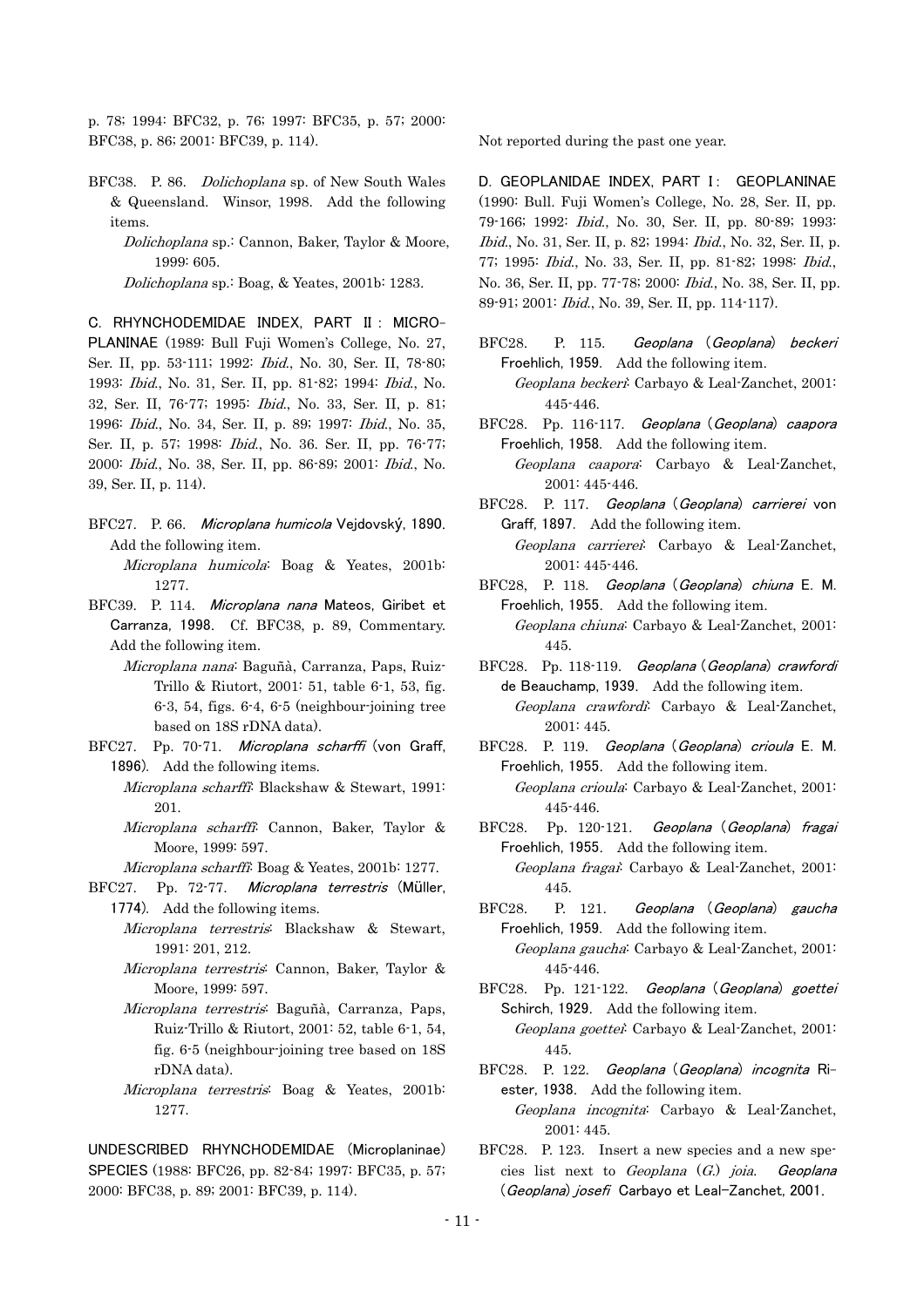p. 78; 1994: BFC32, p. 76; 1997: BFC35, p. 57; 2000: BFC38, p. 86; 2001: BFC39, p. 114).

BFC38. P. 86. *Dolichoplana* sp. of New South Wales & Queensland. Winsor, 1998. Add the following items.

*Dolichoplana* sp.: Cannon, Baker, Taylor & Moore, 1999: 605.

*Dolichoplana* sp.: Boag, & Yeates, 2001b: 1283.

**C. RHYNCHODEMIDAE INDEX, PART II: MICROPLANINAE** (1989: Bull Fuji Women's College, No. 27, Ser. II, pp. 53-111; 1992: *Ibid*., No. 30, Ser. II, 78-80; 1993: *Ibid*., No. 31, Ser. II, pp. 81-82; 1994: *Ibid*., No. 32, Ser. II, 76-77; 1995: *Ibid*., No. 33, Ser. II, p. 81; 1996: *Ibid*., No. 34, Ser. II, p. 89; 1997: *Ibid*., No. 35, Ser. II, p. 57; 1998: *Ibid*., No. 36. Ser. II, pp. 76-77; 2000: *Ibid*., No. 38, Ser. II, pp. 86-89; 2001: *Ibid*., No. 39, Ser. II, p. 114).

BFC27. P. 66. ***Microplana humicola*** **Vejdovský, 1890.** Add the following item.

*Microplana humicola*: Boag & Yeates, 2001b: 1277.

BFC39. P. 114. ***Microplana nana*** **Mateos, Giribet et Carranza, 1998.** Cf. BFC38, p. 89, Commentary. Add the following item.

*Microplana nana*: Baguñà, Carranza, Paps, Ruiz-Trillo & Riutort, 2001: 51, table 6-1, 53, fig. 6-3, 54, figs. 6-4, 6-5 (neighbour-joining tree based on 18S rDNA data).

BFC27. Pp. 70-71. ***Microplana scharffi*** **(von Graff, 1896).** Add the following items.

*Microplana scharffi*: Blackshaw & Stewart, 1991: 201.

*Microplana scharffi*: Cannon, Baker, Taylor & Moore, 1999: 597.

*Microplana scharffi*: Boag & Yeates, 2001b: 1277.

BFC27. Pp. 72-77. ***Microplana terrestris*** **(Müller, 1774).** Add the following items.

*Microplana terrestris*: Blackshaw & Stewart, 1991: 201, 212.

*Microplana terrestris*: Cannon, Baker, Taylor & Moore, 1999: 597.

*Microplana terrestris*: Baguñà, Carranza, Paps, Ruiz-Trillo & Riutort, 2001: 52, table 6-1, 54, fig. 6-5 (neighbour-joining tree based on 18S rDNA data).

*Microplana terrestris*: Boag & Yeates, 2001b: 1277.

**UNDESCRIBED RHYNCHODEMIDAE (Microplaninae) SPECIES** (1988: BFC26, pp. 82-84; 1997: BFC35, p. 57; 2000: BFC38, p. 89; 2001: BFC39, p. 114).

Not reported during the past one year.

**D. GEOPLANIDAE INDEX, PART I: GEOPLANINAE** (1990: Bull. Fuji Women's College, No. 28, Ser. II, pp. 79-166; 1992: *Ibid*., No. 30, Ser. II, pp. 80-89; 1993: *Ibid*., No. 31, Ser. II, p. 82; 1994: *Ibid*., No. 32, Ser. II, p. 77; 1995: *Ibid*., No. 33, Ser. II, pp. 81-82; 1998: *Ibid*., No. 36, Ser. II, pp. 77-78; 2000: *Ibid*., No. 38, Ser. II, pp. 89-91; 2001: *Ibid*., No. 39, Ser. II, pp. 114-117).

BFC28. P. 115. ***Geoplana*** **(*****Geoplana*****)** ***beckeri*** **Froehlich, 1959.** Add the following item.

*Geoplana beckeri*: Carbayo & Leal-Zanchet, 2001: 445-446.

BFC28. Pp. 116-117. ***Geoplana*** **(*****Geoplana*****)** ***caapora*** **Froehlich, 1958.** Add the following item.

*Geoplana caapora*: Carbayo & Leal-Zanchet, 2001: 445-446.

BFC28. P. 117. ***Geoplana*** **(*****Geoplana*****)** ***carrierei*** **von Graff, 1897.** Add the following item.

*Geoplana carrierei*: Carbayo & Leal-Zanchet, 2001: 445-446.

BFC28, P. 118. ***Geoplana*** **(*****Geoplana*****)** ***chiuna*** **E. M. Froehlich, 1955.** Add the following item.

*Geoplana chiuna*: Carbayo & Leal-Zanchet, 2001: 445.

BFC28. Pp. 118-119. ***Geoplana*** **(*****Geoplana*****)** ***crawfordi*** **de Beauchamp, 1939.** Add the following item.

*Geoplana crawfordi*: Carbayo & Leal-Zanchet, 2001: 445.

BFC28. P. 119. ***Geoplana*** **(*****Geoplana*****)** ***crioula*** **E. M. Froehlich, 1955.** Add the following item.

*Geoplana crioula*: Carbayo & Leal-Zanchet, 2001: 445-446.

BFC28. Pp. 120-121. ***Geoplana*** **(*****Geoplana*****)** ***fragai*** **Froehlich, 1955.** Add the following item.

*Geoplana fragai*: Carbayo & Leal-Zanchet, 2001: 445.

BFC28. P. 121. ***Geoplana*** **(*****Geoplana*****)** ***gaucha*** **Froehlich, 1959.** Add the following item.

*Geoplana gaucha*: Carbayo & Leal-Zanchet, 2001: 445-446.

BFC28. Pp. 121-122. ***Geoplana*** **(*****Geoplana*****)** ***goettei*** **Schirch, 1929.** Add the following item.

*Geoplana goettei*: Carbayo & Leal-Zanchet, 2001: 445.

BFC28. P. 122. ***Geoplana*** **(*****Geoplana*****)** ***incognita*** **Riester, 1938.** Add the following item.

*Geoplana incognita*: Carbayo & Leal-Zanchet, 2001: 445.

BFC28. P. 123. Insert a new species and a new species list next to *Geoplana* (*G.*) *joia*. ***Geoplana*** **(*****Geoplana*****)** ***josefi*** **Carbayo et Leal-Zanchet, 2001.**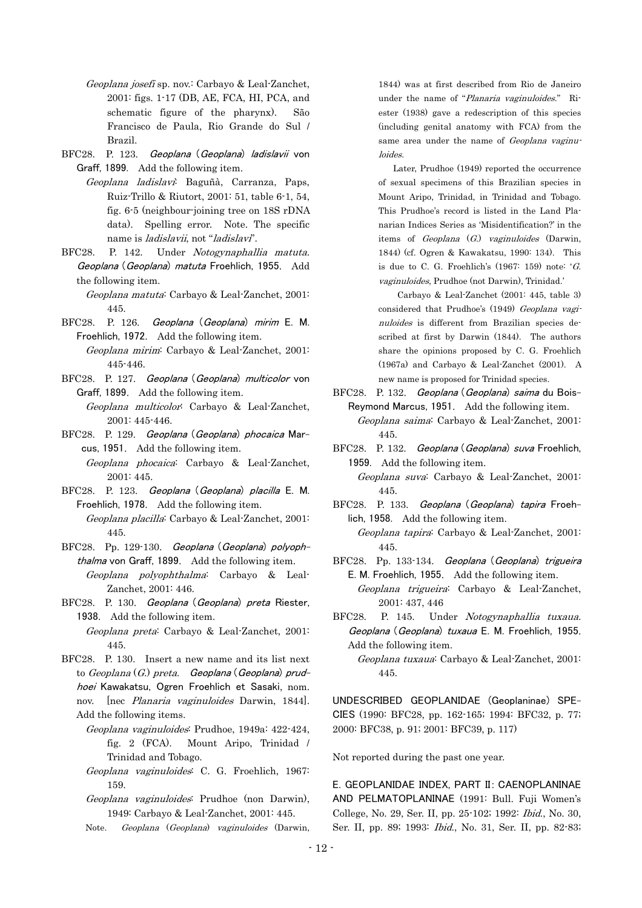*Geoplana josefi* sp. nov.: Carbayo & Leal-Zanchet, 2001: figs. 1-17 (DB, AE, FCA, HI, PCA, and schematic figure of the pharynx). São Francisco de Paula, Rio Grande do Sul / Brazil.

BFC28. P. 123. ***Geoplana* (*Geoplana*) *ladislavii* von Graff, 1899**. Add the following item.

*Geoplana ladislavi*: Baguñà, Carranza, Paps, Ruiz-Trillo & Riutort, 2001: 51, table 6-1, 54, fig. 6-5 (neighbour-joining tree on 18S rDNA data). Spelling error. Note. The specific name is *ladislavii*, not "*ladislavi*".

BFC28. P. 142. Under *Notogynaphallia matuta*. ***Geoplana* (*Geoplana*) *matuta* Froehlich, 1955**. Add the following item.

*Geoplana matuta*: Carbayo & Leal-Zanchet, 2001: 445.

BFC28. P. 126. ***Geoplana* (*Geoplana*) *mirim* E. M. Froehlich, 1972**. Add the following item.

*Geoplana mirim*: Carbayo & Leal-Zanchet, 2001: 445-446.

BFC28. P. 127. ***Geoplana* (*Geoplana*) *multicolor* von Graff, 1899**. Add the following item.

*Geoplana multicolor*: Carbayo & Leal-Zanchet, 2001: 445-446.

BFC28. P. 129. ***Geoplana* (*Geoplana*) *phocaica* Marcus, 1951**. Add the following item.

*Geoplana phocaica*: Carbayo & Leal-Zanchet, 2001: 445.

BFC28. P. 123. ***Geoplana* (*Geoplana*) *placilla* E. M. Froehlich, 1978**. Add the following item.

*Geoplana placilla*: Carbayo & Leal-Zanchet, 2001: 445.

BFC28. Pp. 129-130. ***Geoplana* (*Geoplana*) *polyophthalma* von Graff, 1899**. Add the following item.

*Geoplana polyophthalma*: Carbayo & Leal-Zanchet, 2001: 446.

BFC28. P. 130. ***Geoplana* (*Geoplana*) *preta* Riester, 1938**. Add the following item.

*Geoplana preta*: Carbayo & Leal-Zanchet, 2001: 445.

BFC28. P. 130. Insert a new name and its list next to *Geoplana* (*G.*) *preta*. ***Geoplana* (*Geoplana*) *prudhoei* Kawakatsu, Ogren Froehlich et Sasaki, nom. nov.** [nec *Planaria vaginuloides* Darwin, 1844]. Add the following items.

*Geoplana vaginuloides*: Prudhoe, 1949a: 422-424, fig. 2 (FCA). Mount Aripo, Trinidad / Trinidad and Tobago.

*Geoplana vaginuloides*: C. G. Froehlich, 1967: 159.

*Geoplana vaginuloides*: Prudhoe (non Darwin), 1949: Carbayo & Leal-Zanchet, 2001: 445.

Note. *Geoplana* (*Geoplana*) *vaginuloides* (Darwin, 1844) was at first described from Rio de Janeiro under the name of "*Planaria vaginuloides*." Riester (1938) gave a redescription of this species (including genital anatomy with FCA) from the same area under the name of *Geoplana vaginuloides*.

Later, Prudhoe (1949) reported the occurrence of sexual specimens of this Brazilian species in Mount Aripo, Trinidad, in Trinidad and Tobago. This Prudhoe's record is listed in the Land Planarian Indices Series as 'Misidentification?' in the items of *Geoplana* (*G.*) *vaginuloides* (Darwin, 1844) (cf. Ogren & Kawakatsu, 1990: 134). This is due to C. G. Froehlich's (1967: 159) note: '*G. vaginuloides*, Prudhoe (not Darwin), Trinidad.'

Carbayo & Leal-Zanchet (2001: 445, table 3) considered that Prudhoe's (1949) *Geoplana vaginuloides* is different from Brazilian species described at first by Darwin (1844). The authors share the opinions proposed by C. G. Froehlich (1967a) and Carbayo & Leal-Zanchet (2001). A new name is proposed for Trinidad species.

BFC28. P. 132. ***Geoplana* (*Geoplana*) *saima* du Bois-Reymond Marcus, 1951**. Add the following item.

*Geoplana saima*: Carbayo & Leal-Zanchet, 2001: 445.

BFC28. P. 132. ***Geoplana* (*Geoplana*) *suva* Froehlich, 1959**. Add the following item.

*Geoplana suva*: Carbayo & Leal-Zanchet, 2001: 445.

BFC28. P. 133. ***Geoplana* (*Geoplana*) *tapira* Froehlich, 1958**. Add the following item.

*Geoplana tapira*: Carbayo & Leal-Zanchet, 2001: 445.

BFC28. Pp. 133-134. ***Geoplana* (*Geoplana*) *trigueira* E. M. Froehlich, 1955**. Add the following item.

*Geoplana trigueira*: Carbayo & Leal-Zanchet, 2001: 437, 446

BFC28. P. 145. Under *Notogynaphallia tuxaua*. ***Geoplana* (*Geoplana*) *tuxaua* E. M. Froehlich, 1955**. Add the following item.

*Geoplana tuxaua*: Carbayo & Leal-Zanchet, 2001: 445.

## UNDESCRIBED GEOPLANIDAE (Geoplaninae) SPECIES (1990: BFC28, pp. 162-165; 1994: BFC32, p. 77; 2000: BFC38, p. 91; 2001: BFC39, p. 117)

Not reported during the past one year.

## E. GEOPLANIDAE INDEX, PART II: CAENOPLANINAE AND PELMATOPLANINAE (1991: Bull. Fuji Women's College, No. 29, Ser. II, pp. 25-102; 1992: *Ibid.*, No. 30, Ser. II, pp. 89; 1993: *Ibid.*, No. 31, Ser. II, pp. 82-83;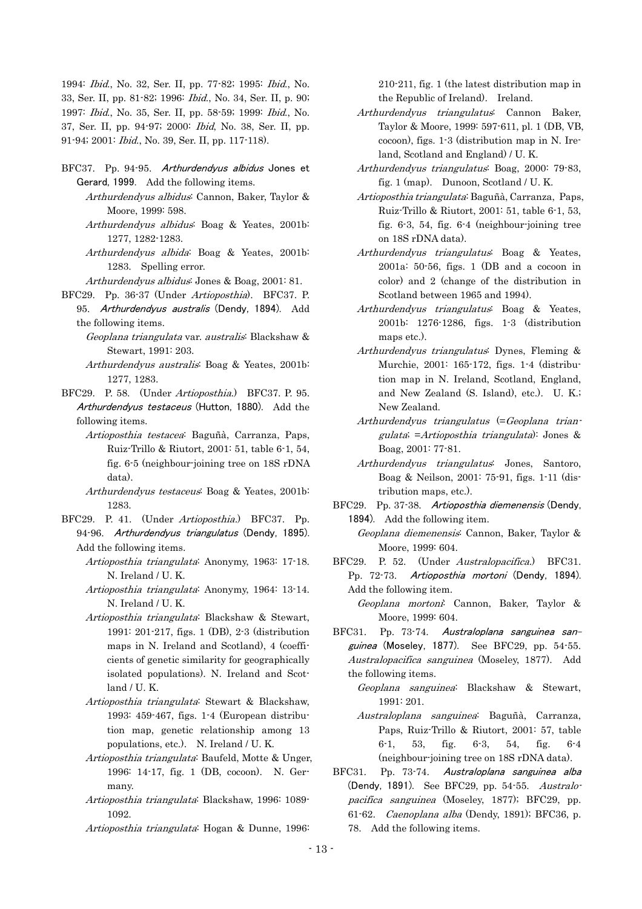1994: *Ibid*., No. 32, Ser. II, pp. 77-82; 1995: *Ibid*., No. 33, Ser. II, pp. 81-82; 1996: *Ibid*., No. 34, Ser. II, p. 90; 1997: *Ibid*., No. 35, Ser. II, pp. 58-59; 1999: *Ibid*., No. 37, Ser. II, pp. 94-97; 2000: *Ibid*, No. 38, Ser. II, pp. 91-94; 2001: *Ibid*., No. 39, Ser. II, pp. 117-118).

BFC37. Pp. 94-95. ***Arthurdendyus albidus* Jones et Gerard, 1999**. Add the following items.

*Arthurdendyus albidus*: Cannon, Baker, Taylor & Moore, 1999: 598.

*Arthurdendyus albidus*: Boag & Yeates, 2001b: 1277, 1282-1283.

*Arthurdendyus albida*: Boag & Yeates, 2001b: 1283. Spelling error.

*Arthurdendyus albidus*: Jones & Boag, 2001: 81.

BFC29. Pp. 36-37 (Under *Artioposthia*). BFC37. P. 95. ***Arthurdendyus australis* (Dendy, 1894)**. Add the following items.

*Geoplana triangulata* var. *australis*: Blackshaw & Stewart, 1991: 203.

*Arthurdendyus australis*: Boag & Yeates, 2001b: 1277, 1283.

BFC29. P. 58. (Under *Artioposthia*.) BFC37. P. 95. ***Arthurdendyus testaceus* (Hutton, 1880)**. Add the following items.

*Artioposthia testacea*: Baguñà, Carranza, Paps, Ruiz-Trillo & Riutort, 2001: 51, table 6-1, 54, fig. 6-5 (neighbour-joining tree on 18S rDNA data).

*Arthurdendyus testaceus*: Boag & Yeates, 2001b: 1283.

BFC29. P. 41. (Under *Artioposthia*.) BFC37. Pp. 94-96. ***Arthurdendyus triangulatus* (Dendy, 1895)**. Add the following items.

*Artioposthia triangulata*: Anonymy, 1963: 17-18. N. Ireland / U. K.

*Artioposthia triangulata*: Anonymy, 1964: 13-14. N. Ireland / U. K.

*Artioposthia triangulata*: Blackshaw & Stewart, 1991: 201-217, figs. 1 (DB), 2-3 (distribution maps in N. Ireland and Scotland), 4 (coefficients of genetic similarity for geographically isolated populations). N. Ireland and Scotland / U. K.

*Artioposthia triangulata*: Stewart & Blackshaw, 1993: 459-467, figs. 1-4 (European distribution map, genetic relationship among 13 populations, etc.). N. Ireland / U. K.

*Artioposthia triangulata*: Baufeld, Motte & Unger, 1996: 14-17, fig. 1 (DB, cocoon). N. Germany.

*Artioposthia triangulata*: Blackshaw, 1996: 1089-1092.

*Artioposthia triangulata*: Hogan & Dunne, 1996: 210-211, fig. 1 (the latest distribution map in the Republic of Ireland). Ireland.

*Arthurdendyus triangulatus*: Cannon Baker, Taylor & Moore, 1999: 597-611, pl. 1 (DB, VB, cocoon), figs. 1-3 (distribution map in N. Ireland, Scotland and England) / U. K.

*Arthurdendyus triangulatus*: Boag, 2000: 79-83, fig. 1 (map). Dunoon, Scotland / U. K.

*Artioposthia triangulata*: Baguñà, Carranza, Paps, Ruiz-Trillo & Riutort, 2001: 51, table 6-1, 53, fig. 6-3, 54, fig. 6-4 (neighbour-joining tree on 18S rDNA data).

*Arthurdendyus triangulatus*: Boag & Yeates, 2001a: 50-56, figs. 1 (DB and a cocoon in color) and 2 (change of the distribution in Scotland between 1965 and 1994).

*Arthurdendyus triangulatus*: Boag & Yeates, 2001b: 1276-1286, figs. 1-3 (distribution maps etc.).

*Arthurdendyus triangulatus*: Dynes, Fleming & Murchie, 2001: 165-172, figs. 1-4 (distribution map in N. Ireland, Scotland, England, and New Zealand (S. Island), etc.). U. K.; New Zealand.

*Arthurdendyus triangulatus* (=*Geoplana triangulata*; =*Artioposthia triangulata*): Jones & Boag, 2001: 77-81.

*Arthurdendyus triangulatus*: Jones, Santoro, Boag & Neilson, 2001: 75-91, figs. 1-11 (distribution maps, etc.).

BFC29. Pp. 37-38. ***Artioposthia diemenensis* (Dendy, 1894)**. Add the following item.

*Geoplana diemenensis*: Cannon, Baker, Taylor & Moore, 1999: 604.

BFC29. P. 52. (Under *Australopacifica*.) BFC31. Pp. 72-73. ***Artioposthia mortoni* (Dendy, 1894)**. Add the following item.

*Geoplana mortoni*: Cannon, Baker, Taylor & Moore, 1999: 604.

BFC31. Pp. 73-74. ***Australoplana sanguinea sanguinea* (Moseley, 1877)**. See BFC29, pp. 54-55. *Australopacifica sanguinea* (Moseley, 1877). Add the following items.

*Geoplana sanguinea*: Blackshaw & Stewart, 1991: 201.

*Australoplana sanguinea*: Baguñà, Carranza, Paps, Ruiz-Trillo & Riutort, 2001: 57, table 6-1, 53, fig. 6-3, 54, fig. 6-4 (neighbour-joining tree on 18S rDNA data).

BFC31. Pp. 73-74. ***Australoplana sanguinea alba* (Dendy, 1891)**. See BFC29, pp. 54-55. *Australopacifica sanguinea* (Moseley, 1877); BFC29, pp. 61-62. *Caenoplana alba* (Dendy, 1891); BFC36, p. 78. Add the following items.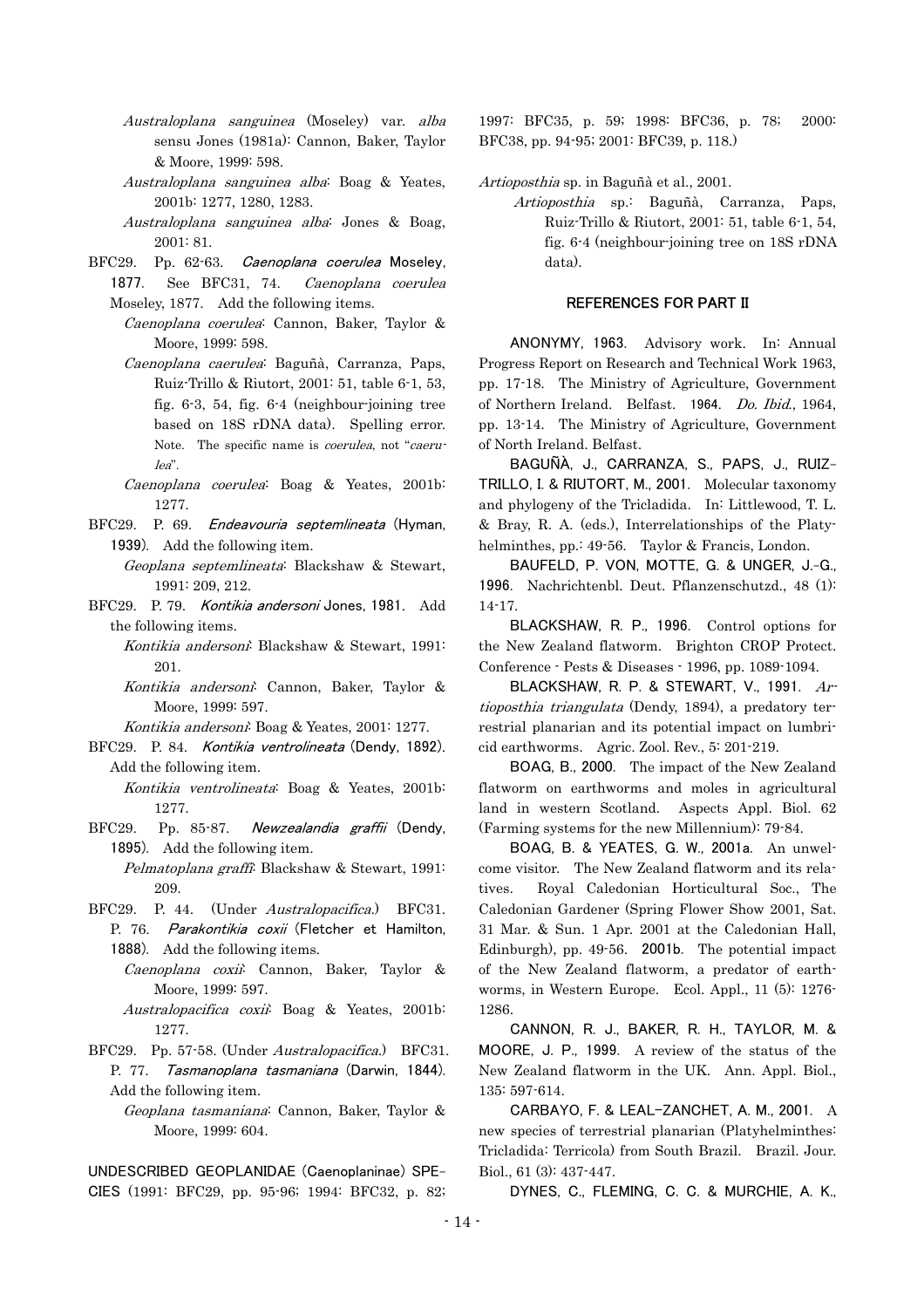*Australoplana sanguinea* (Moseley) var. *alba* sensu Jones (1981a): Cannon, Baker, Taylor & Moore, 1999: 598.

*Australoplana sanguinea alba*: Boag & Yeates, 2001b: 1277, 1280, 1283.

*Australoplana sanguinea alba*: Jones & Boag, 2001: 81.

BFC29. Pp. 62-63. ***Caenoplana coerulea*** **Moseley, 1877.** See BFC31, 74. *Caenoplana coerulea* Moseley, 1877. Add the following items.

*Caenoplana coerulea*: Cannon, Baker, Taylor & Moore, 1999: 598.

*Caenoplana caerulea*: Baguñà, Carranza, Paps, Ruiz-Trillo & Riutort, 2001: 51, table 6-1, 53, fig. 6-3, 54, fig. 6-4 (neighbour-joining tree based on 18S rDNA data). Spelling error. Note. The specific name is *coerulea*, not "*caerulea*".

*Caenoplana coerulea*: Boag & Yeates, 2001b: 1277.

BFC29. P. 69. ***Endeavouria septemlineata*** **(Hyman, 1939).** Add the following item.

*Geoplana septemlineata*: Blackshaw & Stewart, 1991: 209, 212.

BFC29. P. 79. ***Kontikia andersoni*** **Jones, 1981.** Add the following items.

*Kontikia andersoni*: Blackshaw & Stewart, 1991: 201.

*Kontikia andersoni*: Cannon, Baker, Taylor & Moore, 1999: 597.

*Kontikia andersoni*: Boag & Yeates, 2001: 1277.

BFC29. P. 84. ***Kontikia ventrolineata*** **(Dendy, 1892).** Add the following item.

*Kontikia ventrolineata*: Boag & Yeates, 2001b: 1277.

BFC29. Pp. 85-87. ***Newzealandia graffii*** **(Dendy, 1895).** Add the following item.

*Pelmatoplana graffi*: Blackshaw & Stewart, 1991: 209.

BFC29. P. 44. (Under *Australopacifica*.) BFC31. P. 76. ***Parakontikia coxii*** **(Fletcher et Hamilton, 1888).** Add the following items.

*Caenoplana coxii*: Cannon, Baker, Taylor & Moore, 1999: 597.

*Australopacifica coxii*: Boag & Yeates, 2001b: 1277.

BFC29. Pp. 57-58. (Under *Australopacifica*.) BFC31. P. 77. ***Tasmanoplana tasmaniana*** **(Darwin, 1844).** Add the following item.

*Geoplana tasmaniana*: Cannon, Baker, Taylor & Moore, 1999: 604.

**UNDESCRIBED GEOPLANIDAE (Caenoplaninae) SPECIES** (1991: BFC29, pp. 95-96; 1994: BFC32, p. 82; 1997: BFC35, p. 59; 1998: BFC36, p. 78; 2000: BFC38, pp. 94-95; 2001: BFC39, p. 118.)

*Artioposthia* sp. in Baguñà et al., 2001.

*Artioposthia* sp.: Baguñà, Carranza, Paps, Ruiz-Trillo & Riutort, 2001: 51, table 6-1, 54, fig. 6-4 (neighbour-joining tree on 18S rDNA data).

## REFERENCES FOR PART II

**ANONYMY, 1963.** Advisory work. In: Annual Progress Report on Research and Technical Work 1963, pp. 17-18. The Ministry of Agriculture, Government of Northern Ireland. Belfast. **1964.** *Do. Ibid*., 1964, pp. 13-14. The Ministry of Agriculture, Government of North Ireland. Belfast.

**BAGUÑÀ, J., CARRANZA, S., PAPS, J., RUIZ-TRILLO, I. & RIUTORT, M., 2001.** Molecular taxonomy and phylogeny of the Tricladida. In: Littlewood, T. L. & Bray, R. A. (eds.), Interrelationships of the Platyhelminthes, pp.: 49-56. Taylor & Francis, London.

**BAUFELD, P. VON, MOTTE, G. & UNGER, J.-G., 1996.** Nachrichtenbl. Deut. Pflanzenschutzd., 48 (1): 14-17.

**BLACKSHAW, R. P., 1996.** Control options for the New Zealand flatworm. Brighton CROP Protect. Conference - Pests & Diseases - 1996, pp. 1089-1094.

**BLACKSHAW, R. P. & STEWART, V., 1991.** *Artioposthia triangulata* (Dendy, 1894), a predatory terrestrial planarian and its potential impact on lumbricid earthworms. Agric. Zool. Rev., 5: 201-219.

**BOAG, B., 2000.** The impact of the New Zealand flatworm on earthworms and moles in agricultural land in western Scotland. Aspects Appl. Biol. 62 (Farming systems for the new Millennium): 79-84.

**BOAG, B. & YEATES, G. W., 2001a.** An unwelcome visitor. The New Zealand flatworm and its relatives. Royal Caledonian Horticultural Soc., The Caledonian Gardener (Spring Flower Show 2001, Sat. 31 Mar. & Sun. 1 Apr. 2001 at the Caledonian Hall, Edinburgh), pp. 49-56. **2001b.** The potential impact of the New Zealand flatworm, a predator of earthworms, in Western Europe. Ecol. Appl., 11 (5): 1276-1286.

**CANNON, R. J., BAKER, R. H., TAYLOR, M. & MOORE, J. P., 1999.** A review of the status of the New Zealand flatworm in the UK. Ann. Appl. Biol., 135: 597-614.

**CARBAYO, F. & LEAL-ZANCHET, A. M., 2001.** A new species of terrestrial planarian (Platyhelminthes: Tricladida: Terricola) from South Brazil. Brazil. Jour. Biol., 61 (3): 437-447.

**DYNES, C., FLEMING, C. C. & MURCHIE, A. K.,**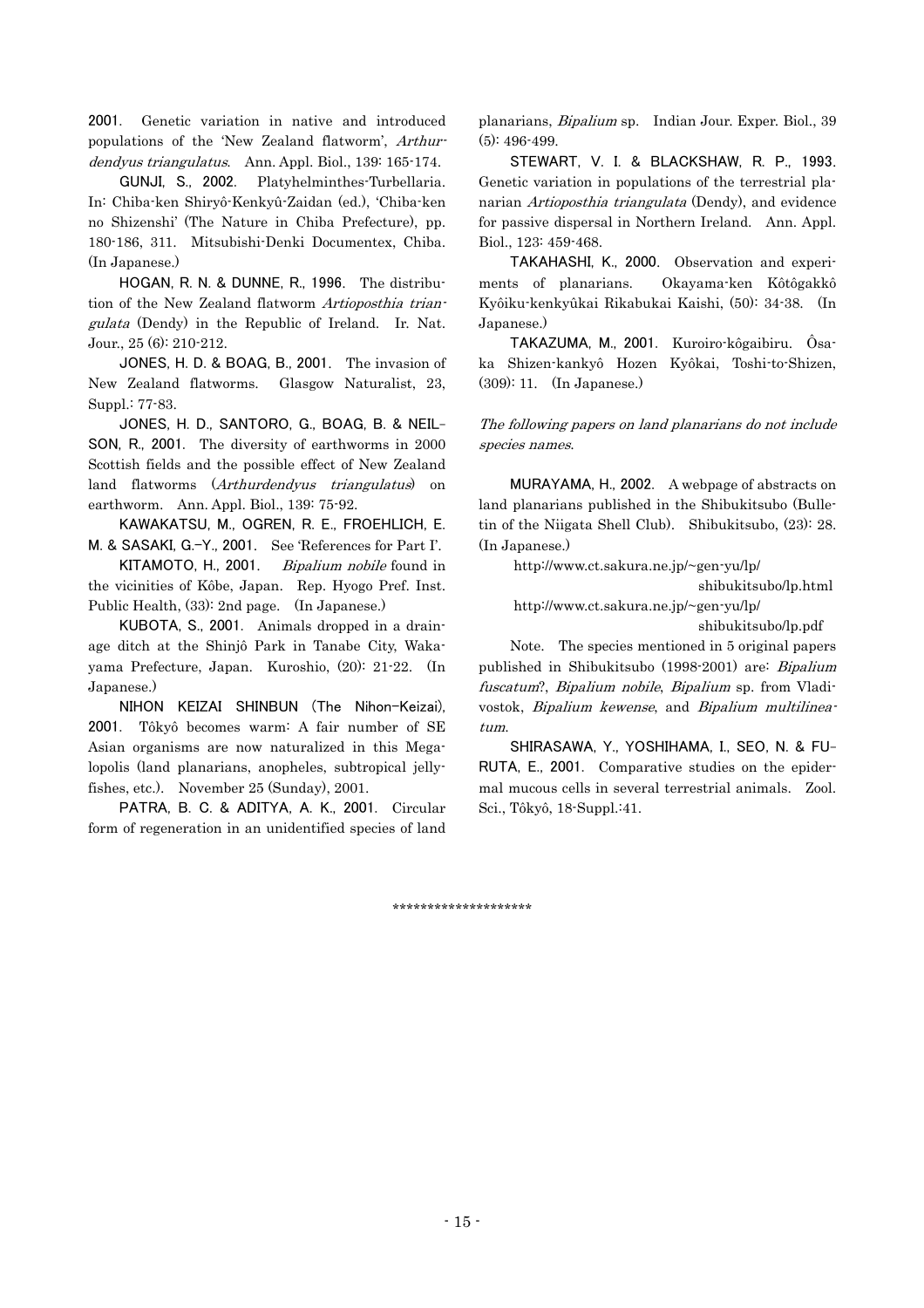**2001.** Genetic variation in native and introduced populations of the 'New Zealand flatworm', *Arthurdendyus triangulatus*. Ann. Appl. Biol., 139: 165-174.

**GUNJI, S., 2002.** Platyhelminthes-Turbellaria. In: Chiba-ken Shiryô-Kenkyû-Zaidan (ed.), 'Chiba-ken no Shizenshi' (The Nature in Chiba Prefecture), pp. 180-186, 311. Mitsubishi-Denki Documentex, Chiba. (In Japanese.)

**HOGAN, R. N. & DUNNE, R., 1996.** The distribution of the New Zealand flatworm *Artioposthia triangulata* (Dendy) in the Republic of Ireland. Ir. Nat. Jour., 25 (6): 210-212.

**JONES, H. D. & BOAG, B., 2001.** The invasion of New Zealand flatworms. Glasgow Naturalist, 23, Suppl.: 77-83.

**JONES, H. D., SANTORO, G., BOAG, B. & NEILSON, R., 2001.** The diversity of earthworms in 2000 Scottish fields and the possible effect of New Zealand land flatworms (*Arthurdendyus triangulatus*) on earthworm. Ann. Appl. Biol., 139: 75-92.

**KAWAKATSU, M., OGREN, R. E., FROEHLICH, E. M. & SASAKI, G.-Y., 2001.** See 'References for Part I'.

**KITAMOTO, H., 2001.** *Bipalium nobile* found in the vicinities of Kôbe, Japan. Rep. Hyogo Pref. Inst. Public Health, (33): 2nd page. (In Japanese.)

**KUBOTA, S., 2001.** Animals dropped in a drainage ditch at the Shinjô Park in Tanabe City, Wakayama Prefecture, Japan. Kuroshio, (20): 21-22. (In Japanese.)

**NIHON KEIZAI SHINBUN (The Nihon-Keizai), 2001.** Tôkyô becomes warm: A fair number of SE Asian organisms are now naturalized in this Megalopolis (land planarians, anopheles, subtropical jellyfishes, etc.). November 25 (Sunday), 2001.

**PATRA, B. C. & ADITYA, A. K., 2001.** Circular form of regeneration in an unidentified species of land planarians, *Bipalium* sp. Indian Jour. Exper. Biol., 39 (5): 496-499.

**STEWART, V. I. & BLACKSHAW, R. P., 1993.** Genetic variation in populations of the terrestrial planarian *Artioposthia triangulata* (Dendy), and evidence for passive dispersal in Northern Ireland. Ann. Appl. Biol., 123: 459-468.

**TAKAHASHI, K., 2000.** Observation and experiments of planarians. Okayama-ken Kôtôgakkô Kyôiku-kenkyûkai Rikabukai Kaishi, (50): 34-38. (In Japanese.)

**TAKAZUMA, M., 2001.** Kuroiro-kôgaibiru. Ôsaka Shizen-kankyô Hozen Kyôkai, Toshi-to-Shizen, (309): 11. (In Japanese.)

*The following papers on land planarians do not include species names.*

**MURAYAMA, H., 2002.** A webpage of abstracts on land planarians published in the Shibukitsubo (Bulletin of the Niigata Shell Club). Shibukitsubo, (23): 28. (In Japanese.)

http://www.ct.sakura.ne.jp/~gen-yu/lp/shibukitsubo/lp.html

http://www.ct.sakura.ne.jp/~gen-yu/lp/shibukitsubo/lp.pdf

Note. The species mentioned in 5 original papers published in Shibukitsubo (1998-2001) are: *Bipalium fuscatum*?, *Bipalium nobile*, *Bipalium* sp. from Vladivostok, *Bipalium kewense*, and *Bipalium multilineatum*.

**SHIRASAWA, Y., YOSHIHAMA, I., SEO, N. & FURUTA, E., 2001.** Comparative studies on the epidermal mucous cells in several terrestrial animals. Zool. Sci., Tôkyô, 18-Suppl.:41.

********************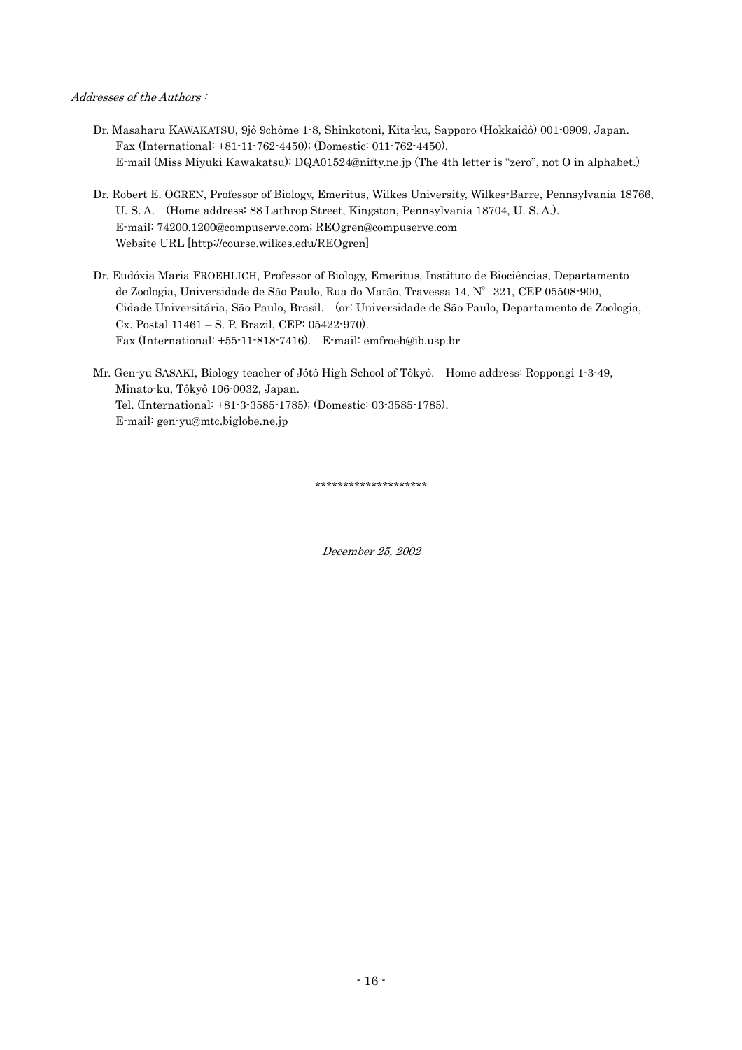*Addresses of the Authors :*

Dr. Masaharu KAWAKATSU, 9jô 9chôme 1-8, Shinkotoni, Kita-ku, Sapporo (Hokkaidô) 001-0909, Japan.
Fax (International: +81-11-762-4450); (Domestic: 011-762-4450).
E-mail (Miss Miyuki Kawakatsu): DQA01524@nifty.ne.jp (The 4th letter is "zero", not O in alphabet.)

Dr. Robert E. OGREN, Professor of Biology, Emeritus, Wilkes University, Wilkes-Barre, Pennsylvania 18766, U. S. A. (Home address: 88 Lathrop Street, Kingston, Pennsylvania 18704, U. S. A.).
E-mail: 74200.1200@compuserve.com; REOgren@compuserve.com
Website URL [http://course.wilkes.edu/REOgren]

Dr. Eudóxia Maria FROEHLICH, Professor of Biology, Emeritus, Instituto de Biociências, Departamento de Zoologia, Universidade de São Paulo, Rua do Matão, Travessa 14, N° 321, CEP 05508-900, Cidade Universitária, São Paulo, Brasil. (or: Universidade de São Paulo, Departamento de Zoologia, Cx. Postal 11461 – S. P. Brazil, CEP: 05422-970).
Fax (International: +55-11-818-7416). E-mail: emfroeh@ib.usp.br

Mr. Gen-yu SASAKI, Biology teacher of Jôtô High School of Tôkyô. Home address: Roppongi 1-3-49, Minato-ku, Tôkyô 106-0032, Japan.
Tel. (International: +81-3-3585-1785); (Domestic: 03-3585-1785).
E-mail: gen-yu@mtc.biglobe.ne.jp

********************

*December 25, 2002*